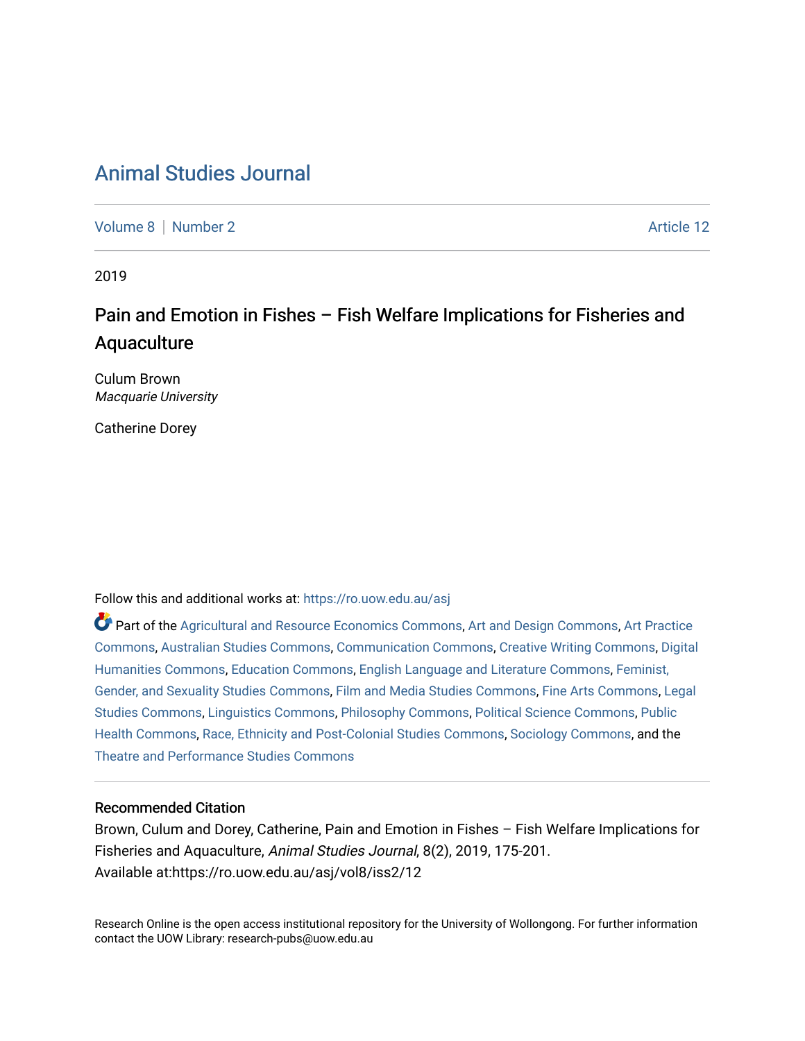# Animal Studies Journal

Volume 8 | Number 2 Article 12

2019

## Pain and Emotion in Fishes – Fish Welfare Implications for Fisheries and Aquaculture

Culum Brown
*Macquarie University*

Catherine Dorey

Follow this and additional works at: https://ro.uow.edu.au/asj

Part of the Agricultural and Resource Economics Commons, Art and Design Commons, Art Practice Commons, Australian Studies Commons, Communication Commons, Creative Writing Commons, Digital Humanities Commons, Education Commons, English Language and Literature Commons, Feminist, Gender, and Sexuality Studies Commons, Film and Media Studies Commons, Fine Arts Commons, Legal Studies Commons, Linguistics Commons, Philosophy Commons, Political Science Commons, Public Health Commons, Race, Ethnicity and Post-Colonial Studies Commons, Sociology Commons, and the Theatre and Performance Studies Commons

### Recommended Citation

Brown, Culum and Dorey, Catherine, Pain and Emotion in Fishes – Fish Welfare Implications for Fisheries and Aquaculture, *Animal Studies Journal*, 8(2), 2019, 175-201.
Available at:https://ro.uow.edu.au/asj/vol8/iss2/12

Research Online is the open access institutional repository for the University of Wollongong. For further information contact the UOW Library: research-pubs@uow.edu.au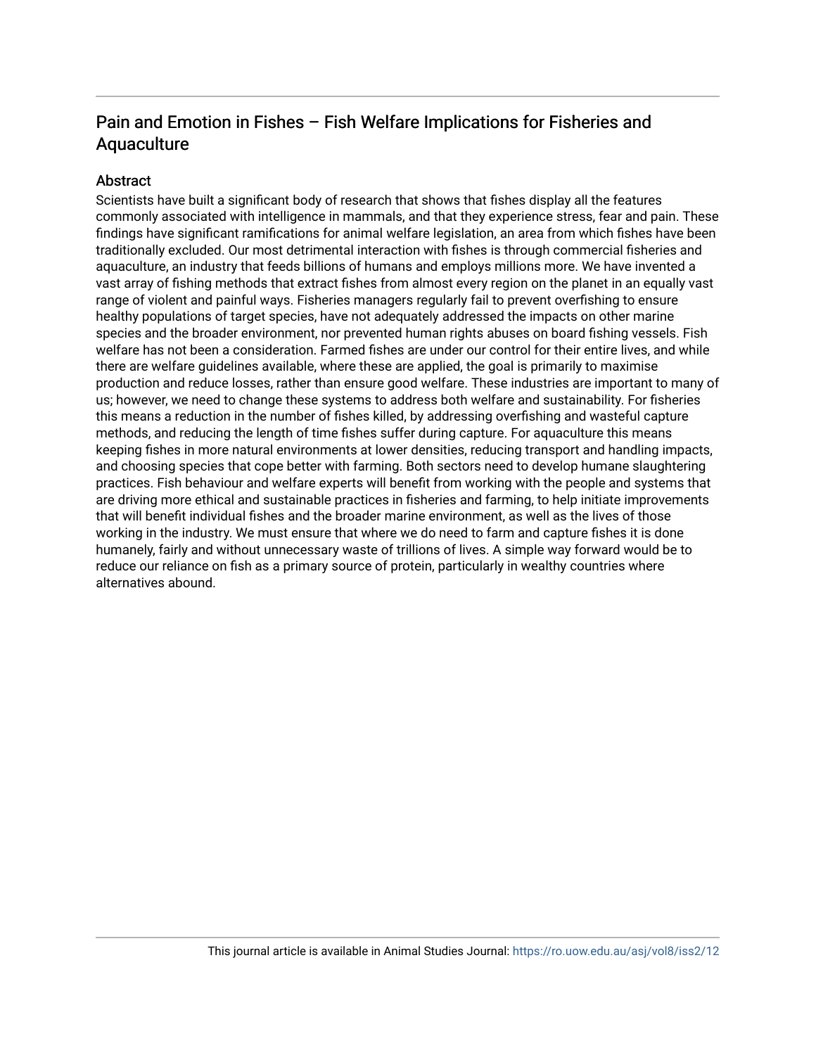# Pain and Emotion in Fishes – Fish Welfare Implications for Fisheries and Aquaculture

## Abstract

Scientists have built a significant body of research that shows that fishes display all the features commonly associated with intelligence in mammals, and that they experience stress, fear and pain. These findings have significant ramifications for animal welfare legislation, an area from which fishes have been traditionally excluded. Our most detrimental interaction with fishes is through commercial fisheries and aquaculture, an industry that feeds billions of humans and employs millions more. We have invented a vast array of fishing methods that extract fishes from almost every region on the planet in an equally vast range of violent and painful ways. Fisheries managers regularly fail to prevent overfishing to ensure healthy populations of target species, have not adequately addressed the impacts on other marine species and the broader environment, nor prevented human rights abuses on board fishing vessels. Fish welfare has not been a consideration. Farmed fishes are under our control for their entire lives, and while there are welfare guidelines available, where these are applied, the goal is primarily to maximise production and reduce losses, rather than ensure good welfare. These industries are important to many of us; however, we need to change these systems to address both welfare and sustainability. For fisheries this means a reduction in the number of fishes killed, by addressing overfishing and wasteful capture methods, and reducing the length of time fishes suffer during capture. For aquaculture this means keeping fishes in more natural environments at lower densities, reducing transport and handling impacts, and choosing species that cope better with farming. Both sectors need to develop humane slaughtering practices. Fish behaviour and welfare experts will benefit from working with the people and systems that are driving more ethical and sustainable practices in fisheries and farming, to help initiate improvements that will benefit individual fishes and the broader marine environment, as well as the lives of those working in the industry. We must ensure that where we do need to farm and capture fishes it is done humanely, fairly and without unnecessary waste of trillions of lives. A simple way forward would be to reduce our reliance on fish as a primary source of protein, particularly in wealthy countries where alternatives abound.

This journal article is available in Animal Studies Journal: https://ro.uow.edu.au/asj/vol8/iss2/12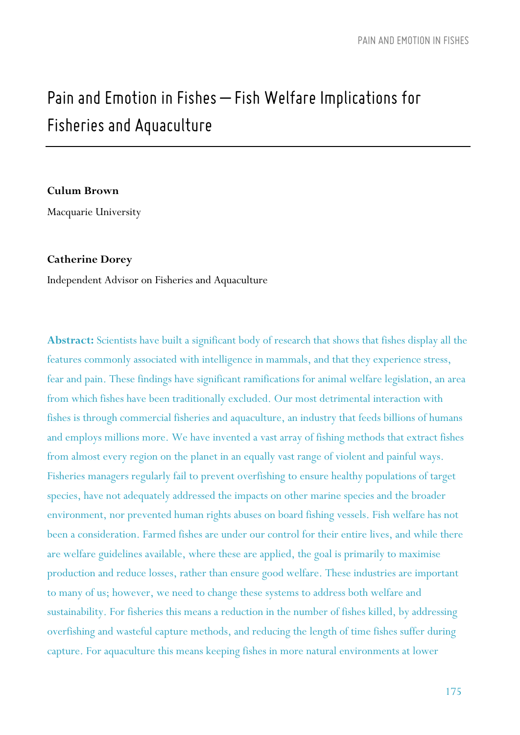# Pain and Emotion in Fishes — Fish Welfare Implications for Fisheries and Aquaculture

**Culum Brown**

Macquarie University

**Catherine Dorey**

Independent Advisor on Fisheries and Aquaculture

**Abstract:** Scientists have built a significant body of research that shows that fishes display all the features commonly associated with intelligence in mammals, and that they experience stress, fear and pain. These findings have significant ramifications for animal welfare legislation, an area from which fishes have been traditionally excluded. Our most detrimental interaction with fishes is through commercial fisheries and aquaculture, an industry that feeds billions of humans and employs millions more. We have invented a vast array of fishing methods that extract fishes from almost every region on the planet in an equally vast range of violent and painful ways. Fisheries managers regularly fail to prevent overfishing to ensure healthy populations of target species, have not adequately addressed the impacts on other marine species and the broader environment, nor prevented human rights abuses on board fishing vessels. Fish welfare has not been a consideration. Farmed fishes are under our control for their entire lives, and while there are welfare guidelines available, where these are applied, the goal is primarily to maximise production and reduce losses, rather than ensure good welfare. These industries are important to many of us; however, we need to change these systems to address both welfare and sustainability. For fisheries this means a reduction in the number of fishes killed, by addressing overfishing and wasteful capture methods, and reducing the length of time fishes suffer during capture. For aquaculture this means keeping fishes in more natural environments at lower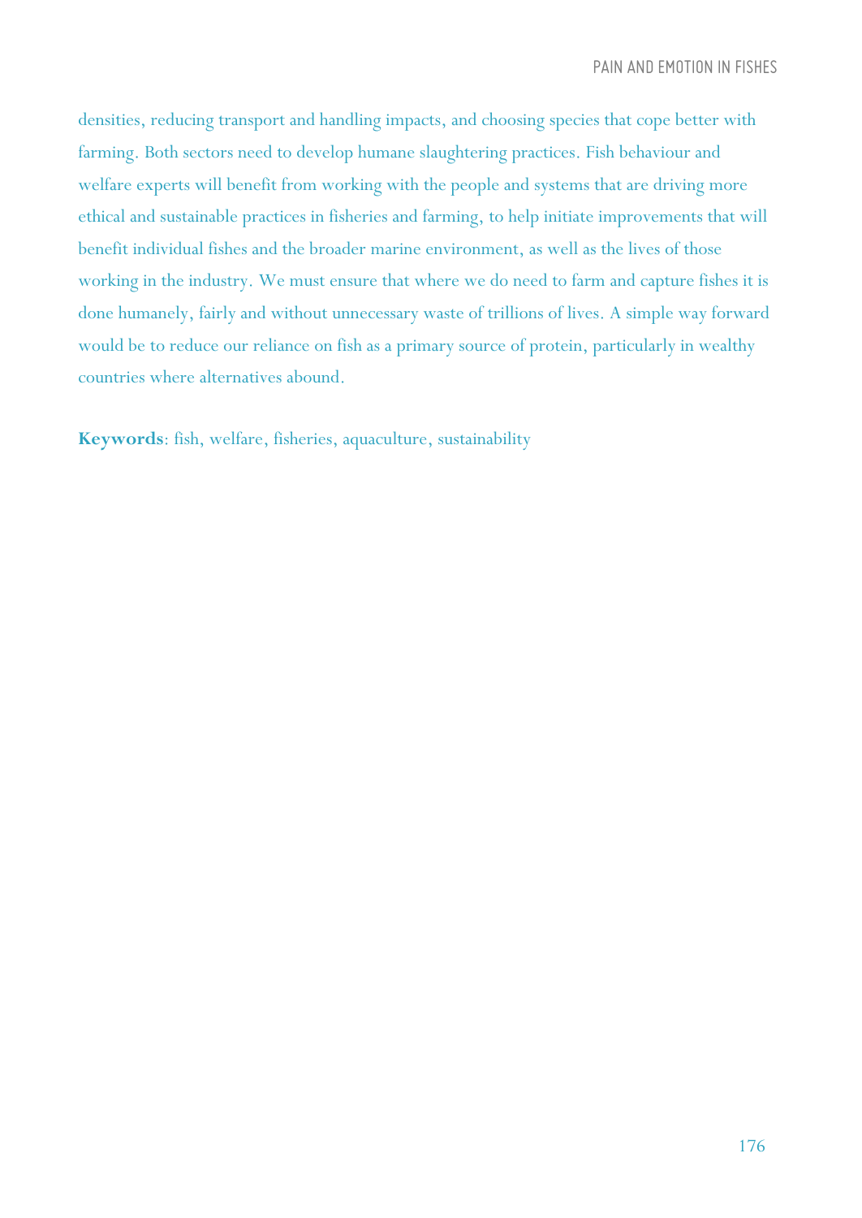densities, reducing transport and handling impacts, and choosing species that cope better with farming. Both sectors need to develop humane slaughtering practices. Fish behaviour and welfare experts will benefit from working with the people and systems that are driving more ethical and sustainable practices in fisheries and farming, to help initiate improvements that will benefit individual fishes and the broader marine environment, as well as the lives of those working in the industry. We must ensure that where we do need to farm and capture fishes it is done humanely, fairly and without unnecessary waste of trillions of lives. A simple way forward would be to reduce our reliance on fish as a primary source of protein, particularly in wealthy countries where alternatives abound.

**Keywords**: fish, welfare, fisheries, aquaculture, sustainability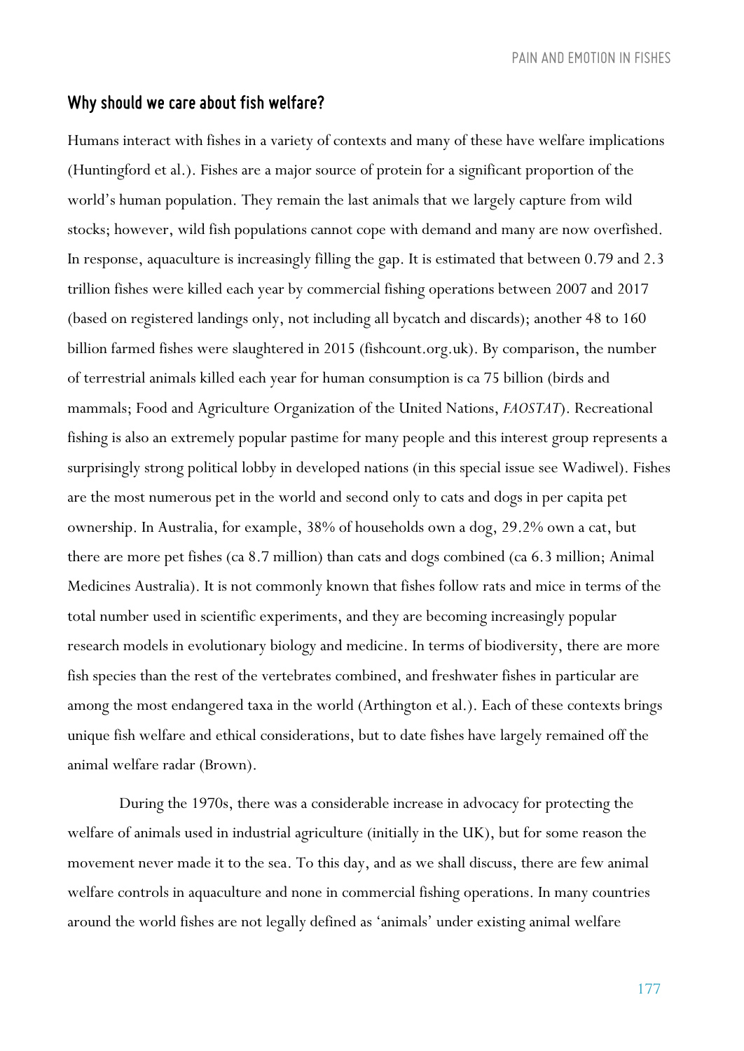## Why should we care about fish welfare?

Humans interact with fishes in a variety of contexts and many of these have welfare implications (Huntingford et al.). Fishes are a major source of protein for a significant proportion of the world's human population. They remain the last animals that we largely capture from wild stocks; however, wild fish populations cannot cope with demand and many are now overfished. In response, aquaculture is increasingly filling the gap. It is estimated that between 0.79 and 2.3 trillion fishes were killed each year by commercial fishing operations between 2007 and 2017 (based on registered landings only, not including all bycatch and discards); another 48 to 160 billion farmed fishes were slaughtered in 2015 (fishcount.org.uk). By comparison, the number of terrestrial animals killed each year for human consumption is ca 75 billion (birds and mammals; Food and Agriculture Organization of the United Nations, *FAOSTAT*). Recreational fishing is also an extremely popular pastime for many people and this interest group represents a surprisingly strong political lobby in developed nations (in this special issue see Wadiwel). Fishes are the most numerous pet in the world and second only to cats and dogs in per capita pet ownership. In Australia, for example, 38% of households own a dog, 29.2% own a cat, but there are more pet fishes (ca 8.7 million) than cats and dogs combined (ca 6.3 million; Animal Medicines Australia). It is not commonly known that fishes follow rats and mice in terms of the total number used in scientific experiments, and they are becoming increasingly popular research models in evolutionary biology and medicine. In terms of biodiversity, there are more fish species than the rest of the vertebrates combined, and freshwater fishes in particular are among the most endangered taxa in the world (Arthington et al.). Each of these contexts brings unique fish welfare and ethical considerations, but to date fishes have largely remained off the animal welfare radar (Brown).

During the 1970s, there was a considerable increase in advocacy for protecting the welfare of animals used in industrial agriculture (initially in the UK), but for some reason the movement never made it to the sea. To this day, and as we shall discuss, there are few animal welfare controls in aquaculture and none in commercial fishing operations. In many countries around the world fishes are not legally defined as 'animals' under existing animal welfare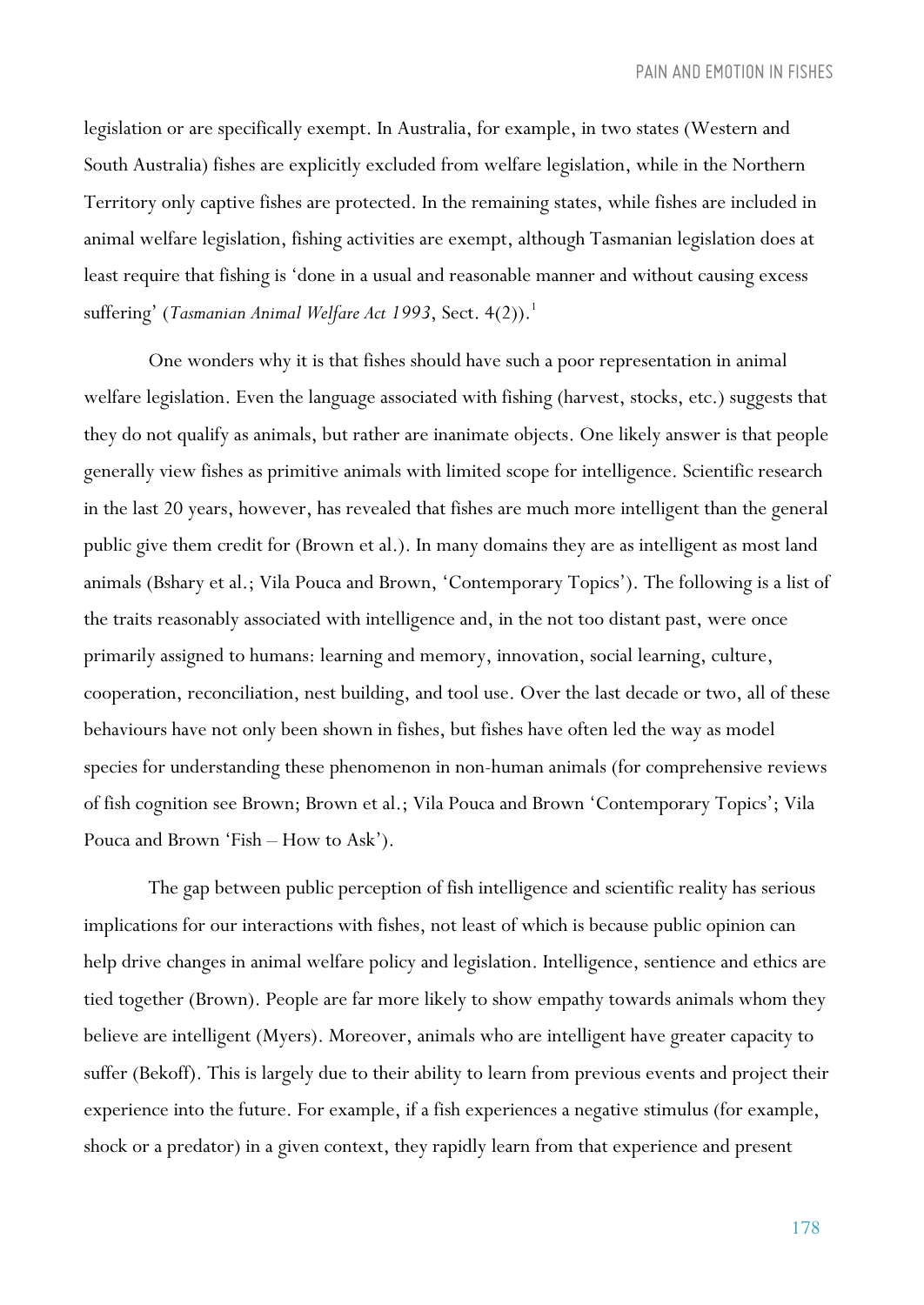legislation or are specifically exempt. In Australia, for example, in two states (Western and South Australia) fishes are explicitly excluded from welfare legislation, while in the Northern Territory only captive fishes are protected. In the remaining states, while fishes are included in animal welfare legislation, fishing activities are exempt, although Tasmanian legislation does at least require that fishing is 'done in a usual and reasonable manner and without causing excess suffering' (*Tasmanian Animal Welfare Act 1993*, Sect. 4(2)).[1]

One wonders why it is that fishes should have such a poor representation in animal welfare legislation. Even the language associated with fishing (harvest, stocks, etc.) suggests that they do not qualify as animals, but rather are inanimate objects. One likely answer is that people generally view fishes as primitive animals with limited scope for intelligence. Scientific research in the last 20 years, however, has revealed that fishes are much more intelligent than the general public give them credit for (Brown et al.). In many domains they are as intelligent as most land animals (Bshary et al.; Vila Pouca and Brown, 'Contemporary Topics'). The following is a list of the traits reasonably associated with intelligence and, in the not too distant past, were once primarily assigned to humans: learning and memory, innovation, social learning, culture, cooperation, reconciliation, nest building, and tool use. Over the last decade or two, all of these behaviours have not only been shown in fishes, but fishes have often led the way as model species for understanding these phenomenon in non-human animals (for comprehensive reviews of fish cognition see Brown; Brown et al.; Vila Pouca and Brown 'Contemporary Topics'; Vila Pouca and Brown 'Fish – How to Ask').

The gap between public perception of fish intelligence and scientific reality has serious implications for our interactions with fishes, not least of which is because public opinion can help drive changes in animal welfare policy and legislation. Intelligence, sentience and ethics are tied together (Brown). People are far more likely to show empathy towards animals whom they believe are intelligent (Myers). Moreover, animals who are intelligent have greater capacity to suffer (Bekoff). This is largely due to their ability to learn from previous events and project their experience into the future. For example, if a fish experiences a negative stimulus (for example, shock or a predator) in a given context, they rapidly learn from that experience and present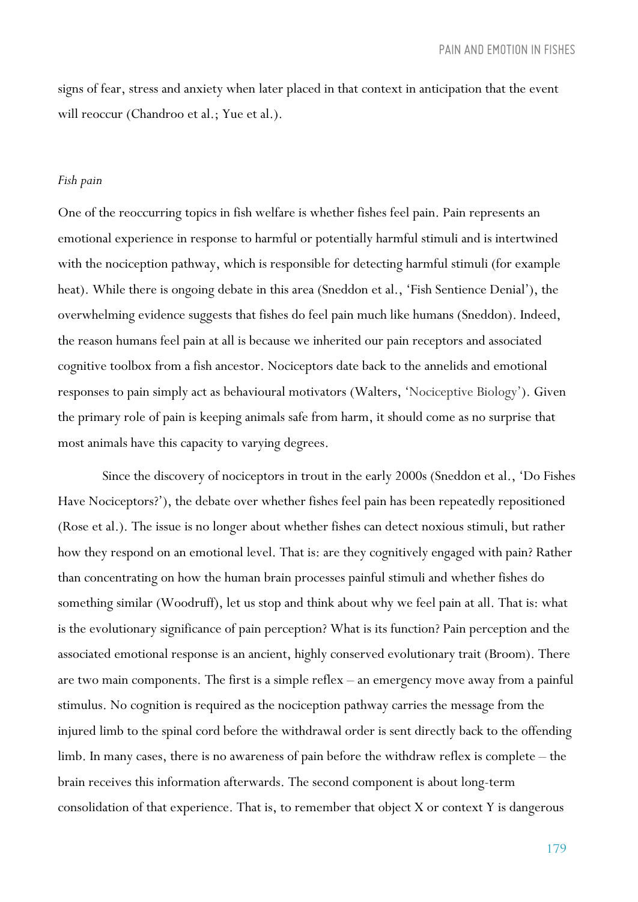signs of fear, stress and anxiety when later placed in that context in anticipation that the event will reoccur (Chandroo et al.; Yue et al.).

*Fish pain*

One of the reoccurring topics in fish welfare is whether fishes feel pain. Pain represents an emotional experience in response to harmful or potentially harmful stimuli and is intertwined with the nociception pathway, which is responsible for detecting harmful stimuli (for example heat). While there is ongoing debate in this area (Sneddon et al., 'Fish Sentience Denial'), the overwhelming evidence suggests that fishes do feel pain much like humans (Sneddon). Indeed, the reason humans feel pain at all is because we inherited our pain receptors and associated cognitive toolbox from a fish ancestor. Nociceptors date back to the annelids and emotional responses to pain simply act as behavioural motivators (Walters, 'Nociceptive Biology'). Given the primary role of pain is keeping animals safe from harm, it should come as no surprise that most animals have this capacity to varying degrees.

Since the discovery of nociceptors in trout in the early 2000s (Sneddon et al., 'Do Fishes Have Nociceptors?'), the debate over whether fishes feel pain has been repeatedly repositioned (Rose et al.). The issue is no longer about whether fishes can detect noxious stimuli, but rather how they respond on an emotional level. That is: are they cognitively engaged with pain? Rather than concentrating on how the human brain processes painful stimuli and whether fishes do something similar (Woodruff), let us stop and think about why we feel pain at all. That is: what is the evolutionary significance of pain perception? What is its function? Pain perception and the associated emotional response is an ancient, highly conserved evolutionary trait (Broom). There are two main components. The first is a simple reflex – an emergency move away from a painful stimulus. No cognition is required as the nociception pathway carries the message from the injured limb to the spinal cord before the withdrawal order is sent directly back to the offending limb. In many cases, there is no awareness of pain before the withdraw reflex is complete – the brain receives this information afterwards. The second component is about long-term consolidation of that experience. That is, to remember that object X or context Y is dangerous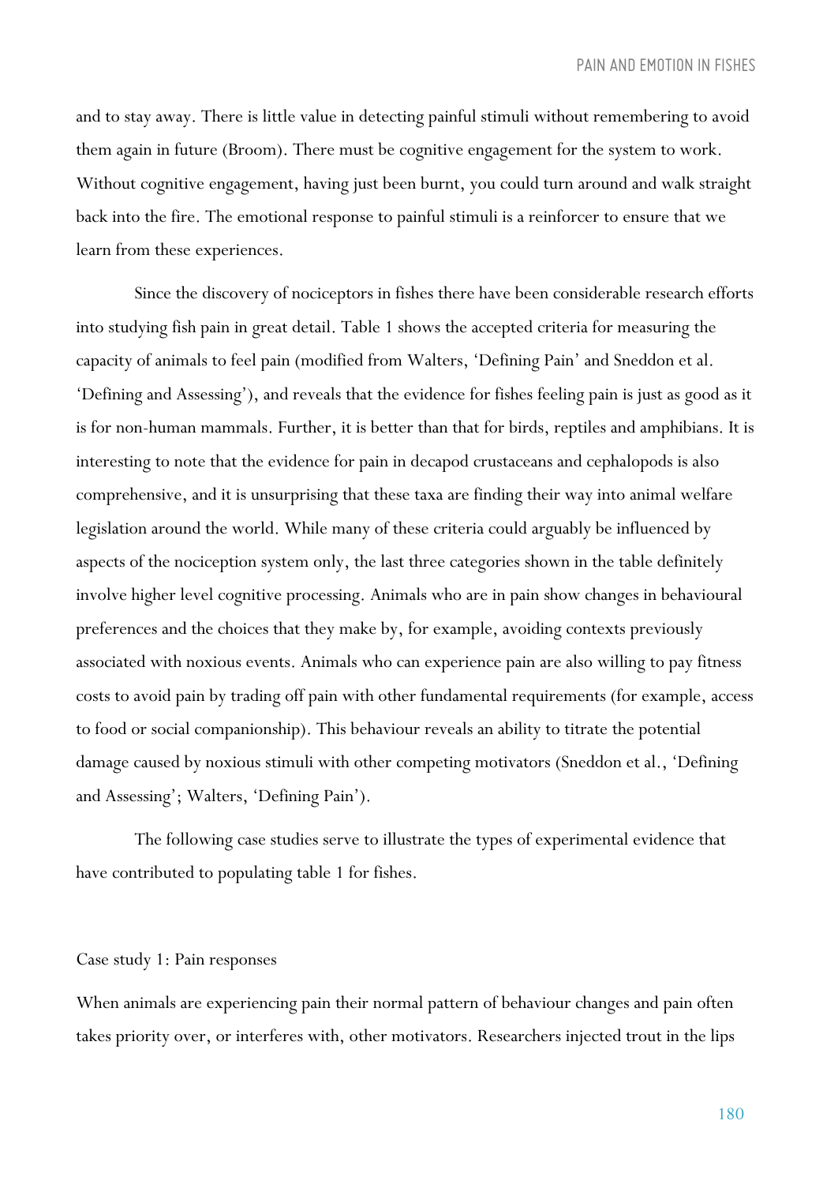and to stay away. There is little value in detecting painful stimuli without remembering to avoid them again in future (Broom). There must be cognitive engagement for the system to work. Without cognitive engagement, having just been burnt, you could turn around and walk straight back into the fire. The emotional response to painful stimuli is a reinforcer to ensure that we learn from these experiences.

Since the discovery of nociceptors in fishes there have been considerable research efforts into studying fish pain in great detail. Table 1 shows the accepted criteria for measuring the capacity of animals to feel pain (modified from Walters, 'Defining Pain' and Sneddon et al. 'Defining and Assessing'), and reveals that the evidence for fishes feeling pain is just as good as it is for non-human mammals. Further, it is better than that for birds, reptiles and amphibians. It is interesting to note that the evidence for pain in decapod crustaceans and cephalopods is also comprehensive, and it is unsurprising that these taxa are finding their way into animal welfare legislation around the world. While many of these criteria could arguably be influenced by aspects of the nociception system only, the last three categories shown in the table definitely involve higher level cognitive processing. Animals who are in pain show changes in behavioural preferences and the choices that they make by, for example, avoiding contexts previously associated with noxious events. Animals who can experience pain are also willing to pay fitness costs to avoid pain by trading off pain with other fundamental requirements (for example, access to food or social companionship). This behaviour reveals an ability to titrate the potential damage caused by noxious stimuli with other competing motivators (Sneddon et al., 'Defining and Assessing'; Walters, 'Defining Pain').

The following case studies serve to illustrate the types of experimental evidence that have contributed to populating table 1 for fishes.

## Case study 1: Pain responses

When animals are experiencing pain their normal pattern of behaviour changes and pain often takes priority over, or interferes with, other motivators. Researchers injected trout in the lips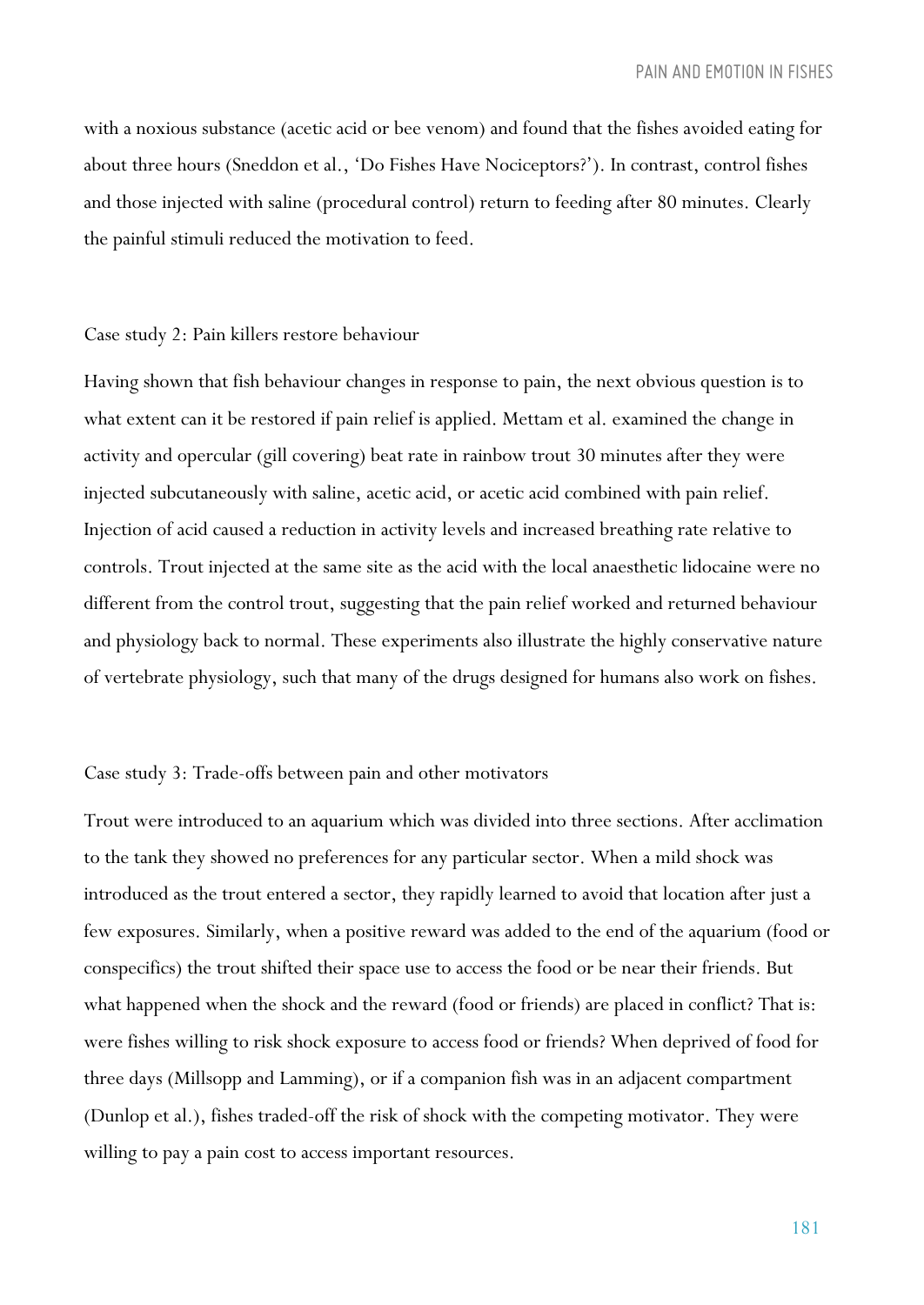with a noxious substance (acetic acid or bee venom) and found that the fishes avoided eating for about three hours (Sneddon et al., 'Do Fishes Have Nociceptors?'). In contrast, control fishes and those injected with saline (procedural control) return to feeding after 80 minutes. Clearly the painful stimuli reduced the motivation to feed.

### Case study 2: Pain killers restore behaviour

Having shown that fish behaviour changes in response to pain, the next obvious question is to what extent can it be restored if pain relief is applied. Mettam et al. examined the change in activity and opercular (gill covering) beat rate in rainbow trout 30 minutes after they were injected subcutaneously with saline, acetic acid, or acetic acid combined with pain relief. Injection of acid caused a reduction in activity levels and increased breathing rate relative to controls. Trout injected at the same site as the acid with the local anaesthetic lidocaine were no different from the control trout, suggesting that the pain relief worked and returned behaviour and physiology back to normal. These experiments also illustrate the highly conservative nature of vertebrate physiology, such that many of the drugs designed for humans also work on fishes.

### Case study 3: Trade-offs between pain and other motivators

Trout were introduced to an aquarium which was divided into three sections. After acclimation to the tank they showed no preferences for any particular sector. When a mild shock was introduced as the trout entered a sector, they rapidly learned to avoid that location after just a few exposures. Similarly, when a positive reward was added to the end of the aquarium (food or conspecifics) the trout shifted their space use to access the food or be near their friends. But what happened when the shock and the reward (food or friends) are placed in conflict? That is: were fishes willing to risk shock exposure to access food or friends? When deprived of food for three days (Millsopp and Lamming), or if a companion fish was in an adjacent compartment (Dunlop et al.), fishes traded-off the risk of shock with the competing motivator. They were willing to pay a pain cost to access important resources.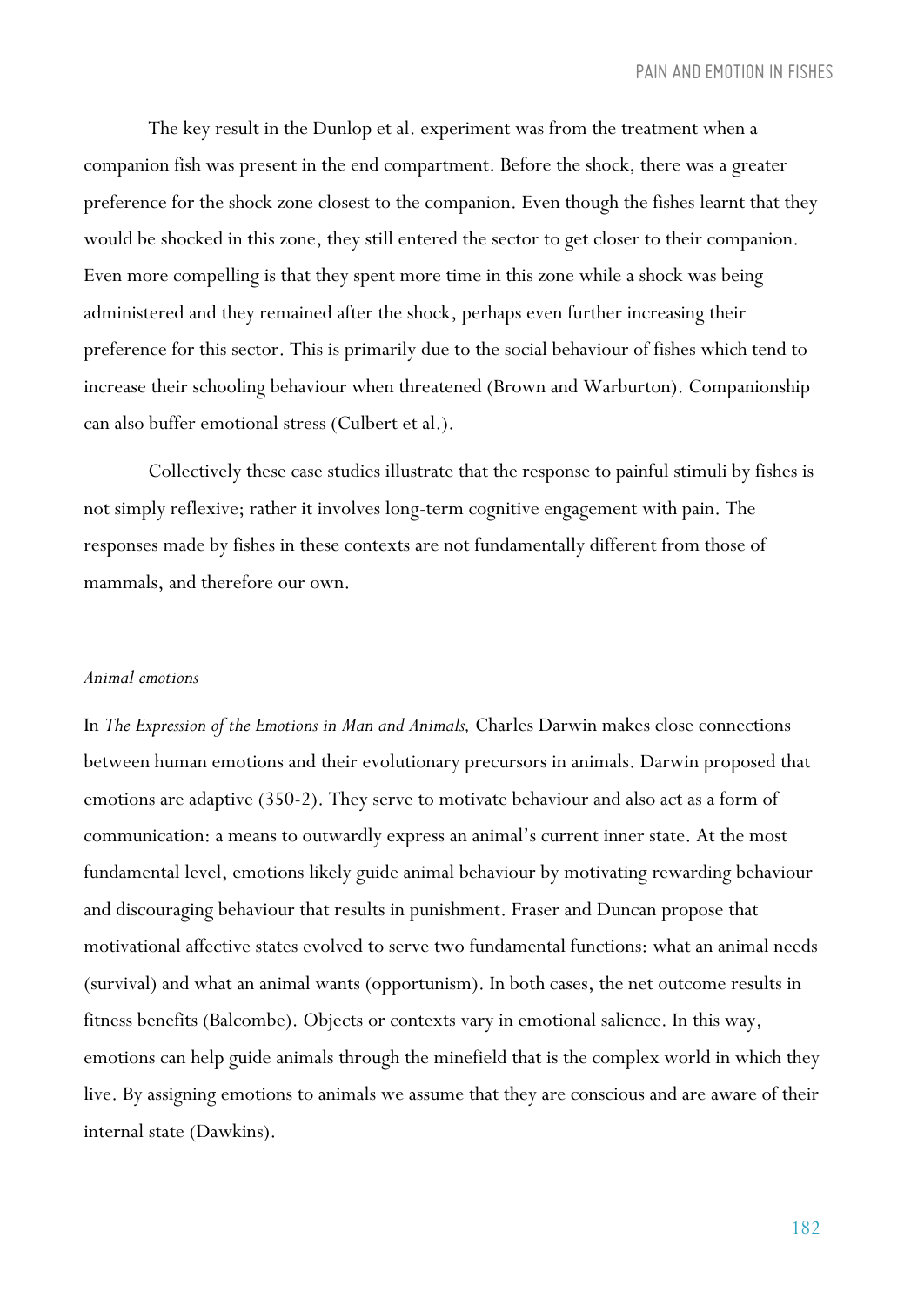The key result in the Dunlop et al. experiment was from the treatment when a companion fish was present in the end compartment. Before the shock, there was a greater preference for the shock zone closest to the companion. Even though the fishes learnt that they would be shocked in this zone, they still entered the sector to get closer to their companion. Even more compelling is that they spent more time in this zone while a shock was being administered and they remained after the shock, perhaps even further increasing their preference for this sector. This is primarily due to the social behaviour of fishes which tend to increase their schooling behaviour when threatened (Brown and Warburton). Companionship can also buffer emotional stress (Culbert et al.).

Collectively these case studies illustrate that the response to painful stimuli by fishes is not simply reflexive; rather it involves long-term cognitive engagement with pain. The responses made by fishes in these contexts are not fundamentally different from those of mammals, and therefore our own.

### *Animal emotions*

In *The Expression of the Emotions in Man and Animals,* Charles Darwin makes close connections between human emotions and their evolutionary precursors in animals. Darwin proposed that emotions are adaptive (350-2). They serve to motivate behaviour and also act as a form of communication: a means to outwardly express an animal's current inner state. At the most fundamental level, emotions likely guide animal behaviour by motivating rewarding behaviour and discouraging behaviour that results in punishment. Fraser and Duncan propose that motivational affective states evolved to serve two fundamental functions: what an animal needs (survival) and what an animal wants (opportunism). In both cases, the net outcome results in fitness benefits (Balcombe). Objects or contexts vary in emotional salience. In this way, emotions can help guide animals through the minefield that is the complex world in which they live. By assigning emotions to animals we assume that they are conscious and are aware of their internal state (Dawkins).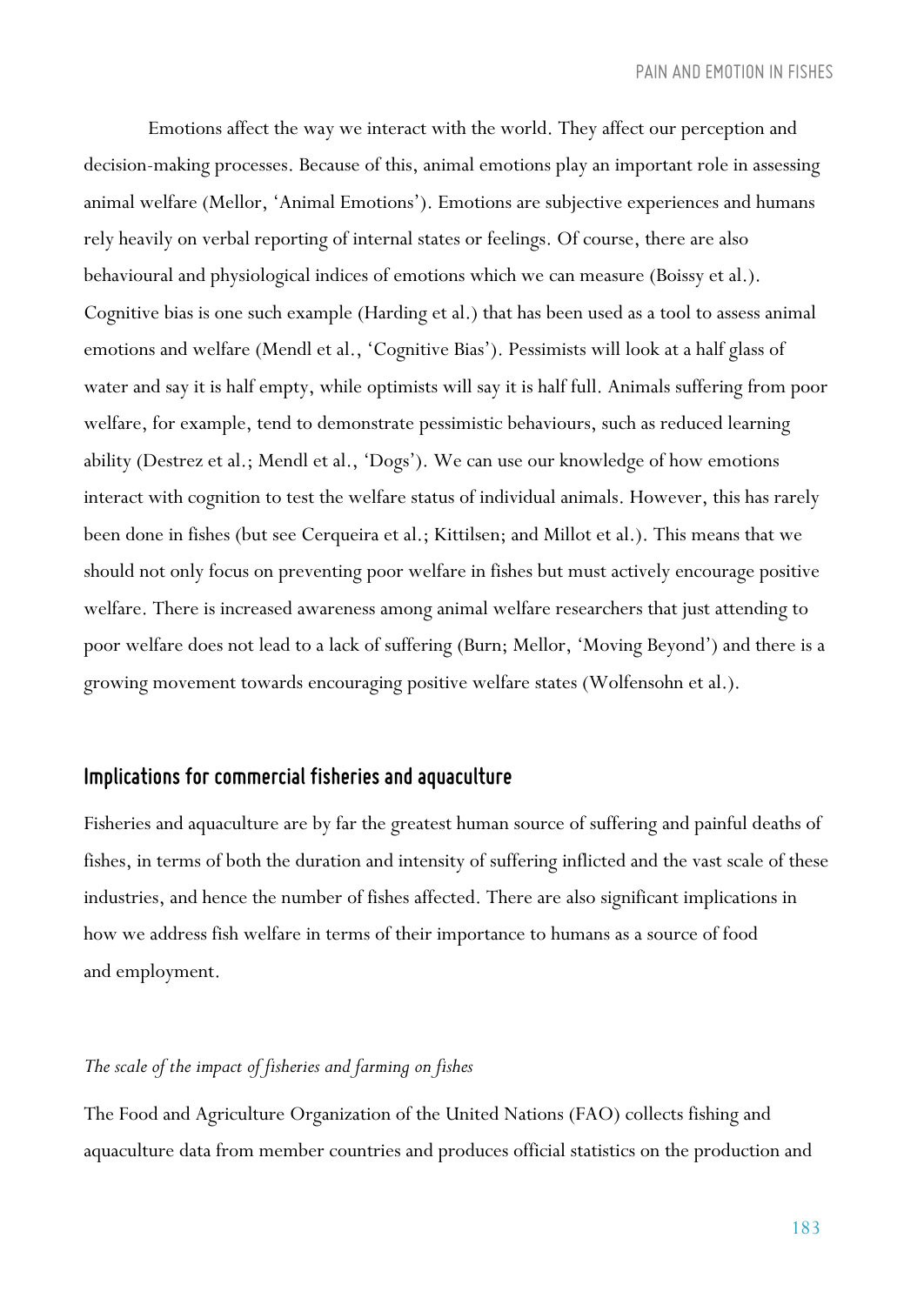Emotions affect the way we interact with the world. They affect our perception and decision-making processes. Because of this, animal emotions play an important role in assessing animal welfare (Mellor, 'Animal Emotions'). Emotions are subjective experiences and humans rely heavily on verbal reporting of internal states or feelings. Of course, there are also behavioural and physiological indices of emotions which we can measure (Boissy et al.). Cognitive bias is one such example (Harding et al.) that has been used as a tool to assess animal emotions and welfare (Mendl et al., 'Cognitive Bias'). Pessimists will look at a half glass of water and say it is half empty, while optimists will say it is half full. Animals suffering from poor welfare, for example, tend to demonstrate pessimistic behaviours, such as reduced learning ability (Destrez et al.; Mendl et al., 'Dogs'). We can use our knowledge of how emotions interact with cognition to test the welfare status of individual animals. However, this has rarely been done in fishes (but see Cerqueira et al.; Kittilsen; and Millot et al.). This means that we should not only focus on preventing poor welfare in fishes but must actively encourage positive welfare. There is increased awareness among animal welfare researchers that just attending to poor welfare does not lead to a lack of suffering (Burn; Mellor, 'Moving Beyond') and there is a growing movement towards encouraging positive welfare states (Wolfensohn et al.).

## Implications for commercial fisheries and aquaculture

Fisheries and aquaculture are by far the greatest human source of suffering and painful deaths of fishes, in terms of both the duration and intensity of suffering inflicted and the vast scale of these industries, and hence the number of fishes affected. There are also significant implications in how we address fish welfare in terms of their importance to humans as a source of food and employment.

### *The scale of the impact of fisheries and farming on fishes*

The Food and Agriculture Organization of the United Nations (FAO) collects fishing and aquaculture data from member countries and produces official statistics on the production and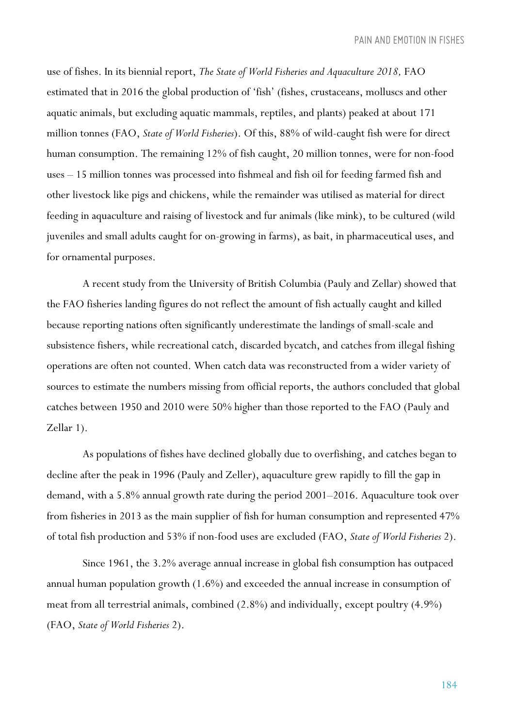use of fishes. In its biennial report, *The State of World Fisheries and Aquaculture 2018,* FAO estimated that in 2016 the global production of 'fish' (fishes, crustaceans, molluscs and other aquatic animals, but excluding aquatic mammals, reptiles, and plants) peaked at about 171 million tonnes (FAO, *State of World Fisheries*). Of this, 88% of wild-caught fish were for direct human consumption. The remaining 12% of fish caught, 20 million tonnes, were for non-food uses – 15 million tonnes was processed into fishmeal and fish oil for feeding farmed fish and other livestock like pigs and chickens, while the remainder was utilised as material for direct feeding in aquaculture and raising of livestock and fur animals (like mink), to be cultured (wild juveniles and small adults caught for on-growing in farms), as bait, in pharmaceutical uses, and for ornamental purposes.

A recent study from the University of British Columbia (Pauly and Zellar) showed that the FAO fisheries landing figures do not reflect the amount of fish actually caught and killed because reporting nations often significantly underestimate the landings of small-scale and subsistence fishers, while recreational catch, discarded bycatch, and catches from illegal fishing operations are often not counted. When catch data was reconstructed from a wider variety of sources to estimate the numbers missing from official reports, the authors concluded that global catches between 1950 and 2010 were 50% higher than those reported to the FAO (Pauly and Zellar 1).

As populations of fishes have declined globally due to overfishing, and catches began to decline after the peak in 1996 (Pauly and Zeller), aquaculture grew rapidly to fill the gap in demand, with a 5.8% annual growth rate during the period 2001–2016. Aquaculture took over from fisheries in 2013 as the main supplier of fish for human consumption and represented 47% of total fish production and 53% if non-food uses are excluded (FAO, *State of World Fisheries* 2).

Since 1961, the 3.2% average annual increase in global fish consumption has outpaced annual human population growth (1.6%) and exceeded the annual increase in consumption of meat from all terrestrial animals, combined (2.8%) and individually, except poultry (4.9%) (FAO, *State of World Fisheries* 2).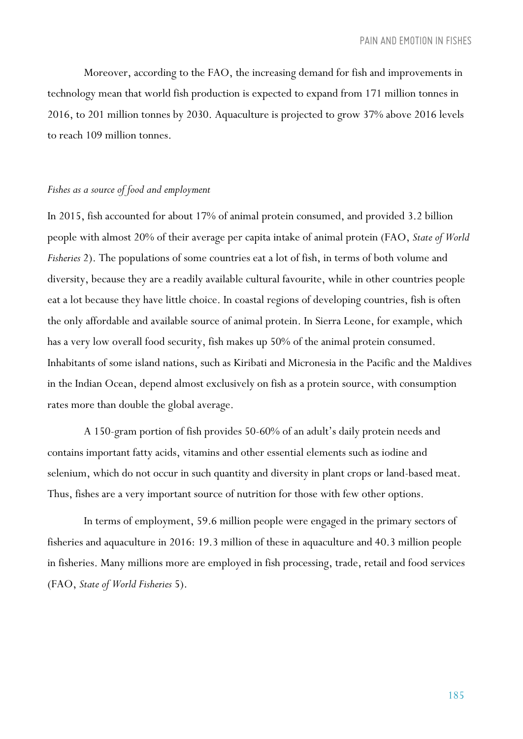Moreover, according to the FAO, the increasing demand for fish and improvements in technology mean that world fish production is expected to expand from 171 million tonnes in 2016, to 201 million tonnes by 2030. Aquaculture is projected to grow 37% above 2016 levels to reach 109 million tonnes.

### *Fishes as a source of food and employment*

In 2015, fish accounted for about 17% of animal protein consumed, and provided 3.2 billion people with almost 20% of their average per capita intake of animal protein (FAO, *State of World Fisheries* 2). The populations of some countries eat a lot of fish, in terms of both volume and diversity, because they are a readily available cultural favourite, while in other countries people eat a lot because they have little choice. In coastal regions of developing countries, fish is often the only affordable and available source of animal protein. In Sierra Leone, for example, which has a very low overall food security, fish makes up 50% of the animal protein consumed. Inhabitants of some island nations, such as Kiribati and Micronesia in the Pacific and the Maldives in the Indian Ocean, depend almost exclusively on fish as a protein source, with consumption rates more than double the global average.

A 150-gram portion of fish provides 50-60% of an adult's daily protein needs and contains important fatty acids, vitamins and other essential elements such as iodine and selenium, which do not occur in such quantity and diversity in plant crops or land-based meat. Thus, fishes are a very important source of nutrition for those with few other options.

In terms of employment, 59.6 million people were engaged in the primary sectors of fisheries and aquaculture in 2016: 19.3 million of these in aquaculture and 40.3 million people in fisheries. Many millions more are employed in fish processing, trade, retail and food services (FAO, *State of World Fisheries* 5).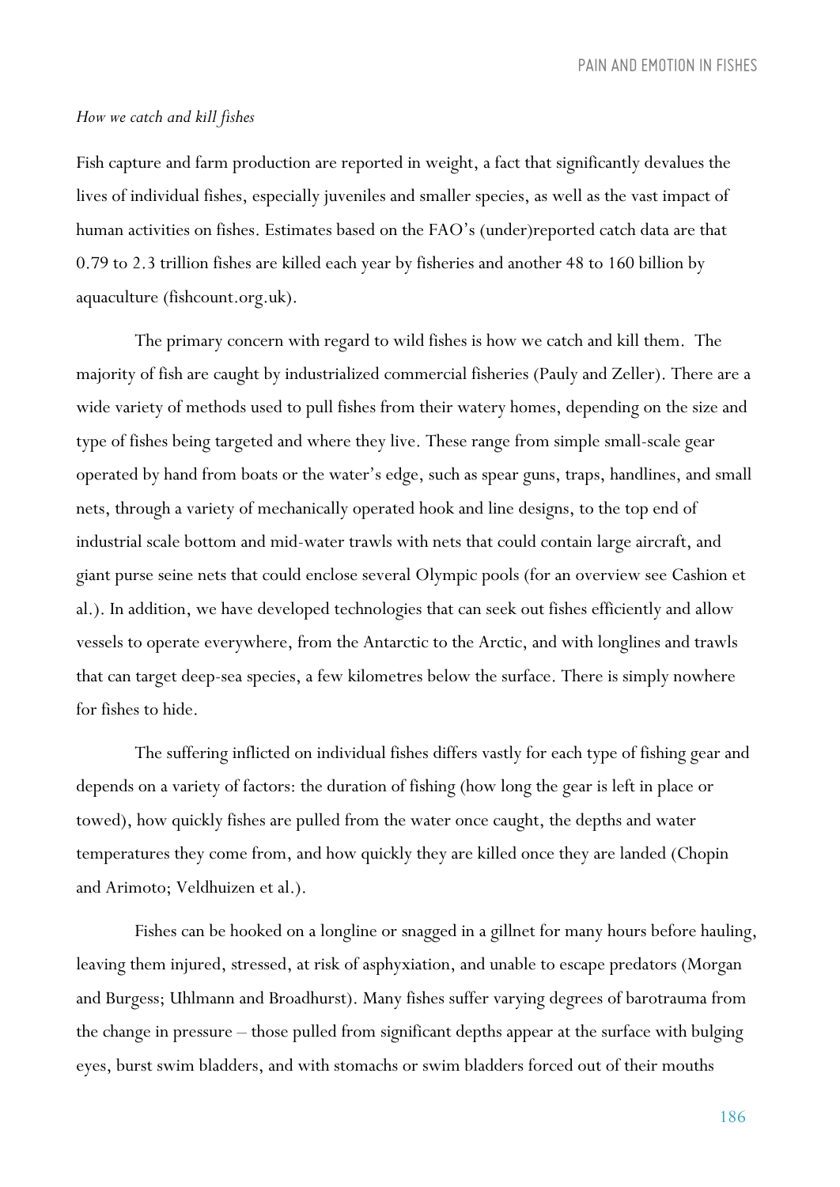*How we catch and kill fishes*

Fish capture and farm production are reported in weight, a fact that significantly devalues the lives of individual fishes, especially juveniles and smaller species, as well as the vast impact of human activities on fishes. Estimates based on the FAO's (under)reported catch data are that 0.79 to 2.3 trillion fishes are killed each year by fisheries and another 48 to 160 billion by aquaculture (fishcount.org.uk).

The primary concern with regard to wild fishes is how we catch and kill them. The majority of fish are caught by industrialized commercial fisheries (Pauly and Zeller). There are a wide variety of methods used to pull fishes from their watery homes, depending on the size and type of fishes being targeted and where they live. These range from simple small-scale gear operated by hand from boats or the water's edge, such as spear guns, traps, handlines, and small nets, through a variety of mechanically operated hook and line designs, to the top end of industrial scale bottom and mid-water trawls with nets that could contain large aircraft, and giant purse seine nets that could enclose several Olympic pools (for an overview see Cashion et al.). In addition, we have developed technologies that can seek out fishes efficiently and allow vessels to operate everywhere, from the Antarctic to the Arctic, and with longlines and trawls that can target deep-sea species, a few kilometres below the surface. There is simply nowhere for fishes to hide.

The suffering inflicted on individual fishes differs vastly for each type of fishing gear and depends on a variety of factors: the duration of fishing (how long the gear is left in place or towed), how quickly fishes are pulled from the water once caught, the depths and water temperatures they come from, and how quickly they are killed once they are landed (Chopin and Arimoto; Veldhuizen et al.).

Fishes can be hooked on a longline or snagged in a gillnet for many hours before hauling, leaving them injured, stressed, at risk of asphyxiation, and unable to escape predators (Morgan and Burgess; Uhlmann and Broadhurst). Many fishes suffer varying degrees of barotrauma from the change in pressure – those pulled from significant depths appear at the surface with bulging eyes, burst swim bladders, and with stomachs or swim bladders forced out of their mouths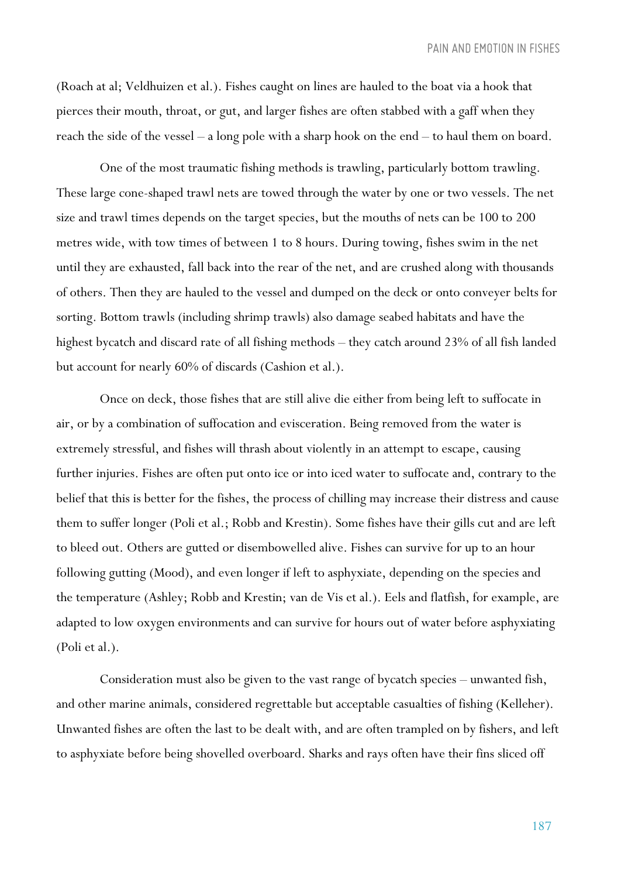(Roach at al; Veldhuizen et al.). Fishes caught on lines are hauled to the boat via a hook that pierces their mouth, throat, or gut, and larger fishes are often stabbed with a gaff when they reach the side of the vessel – a long pole with a sharp hook on the end – to haul them on board.

One of the most traumatic fishing methods is trawling, particularly bottom trawling. These large cone-shaped trawl nets are towed through the water by one or two vessels. The net size and trawl times depends on the target species, but the mouths of nets can be 100 to 200 metres wide, with tow times of between 1 to 8 hours. During towing, fishes swim in the net until they are exhausted, fall back into the rear of the net, and are crushed along with thousands of others. Then they are hauled to the vessel and dumped on the deck or onto conveyer belts for sorting. Bottom trawls (including shrimp trawls) also damage seabed habitats and have the highest bycatch and discard rate of all fishing methods – they catch around 23% of all fish landed but account for nearly 60% of discards (Cashion et al.).

Once on deck, those fishes that are still alive die either from being left to suffocate in air, or by a combination of suffocation and evisceration. Being removed from the water is extremely stressful, and fishes will thrash about violently in an attempt to escape, causing further injuries. Fishes are often put onto ice or into iced water to suffocate and, contrary to the belief that this is better for the fishes, the process of chilling may increase their distress and cause them to suffer longer (Poli et al.; Robb and Krestin). Some fishes have their gills cut and are left to bleed out. Others are gutted or disembowelled alive. Fishes can survive for up to an hour following gutting (Mood), and even longer if left to asphyxiate, depending on the species and the temperature (Ashley; Robb and Krestin; van de Vis et al.). Eels and flatfish, for example, are adapted to low oxygen environments and can survive for hours out of water before asphyxiating (Poli et al.).

Consideration must also be given to the vast range of bycatch species – unwanted fish, and other marine animals, considered regrettable but acceptable casualties of fishing (Kelleher). Unwanted fishes are often the last to be dealt with, and are often trampled on by fishers, and left to asphyxiate before being shovelled overboard. Sharks and rays often have their fins sliced off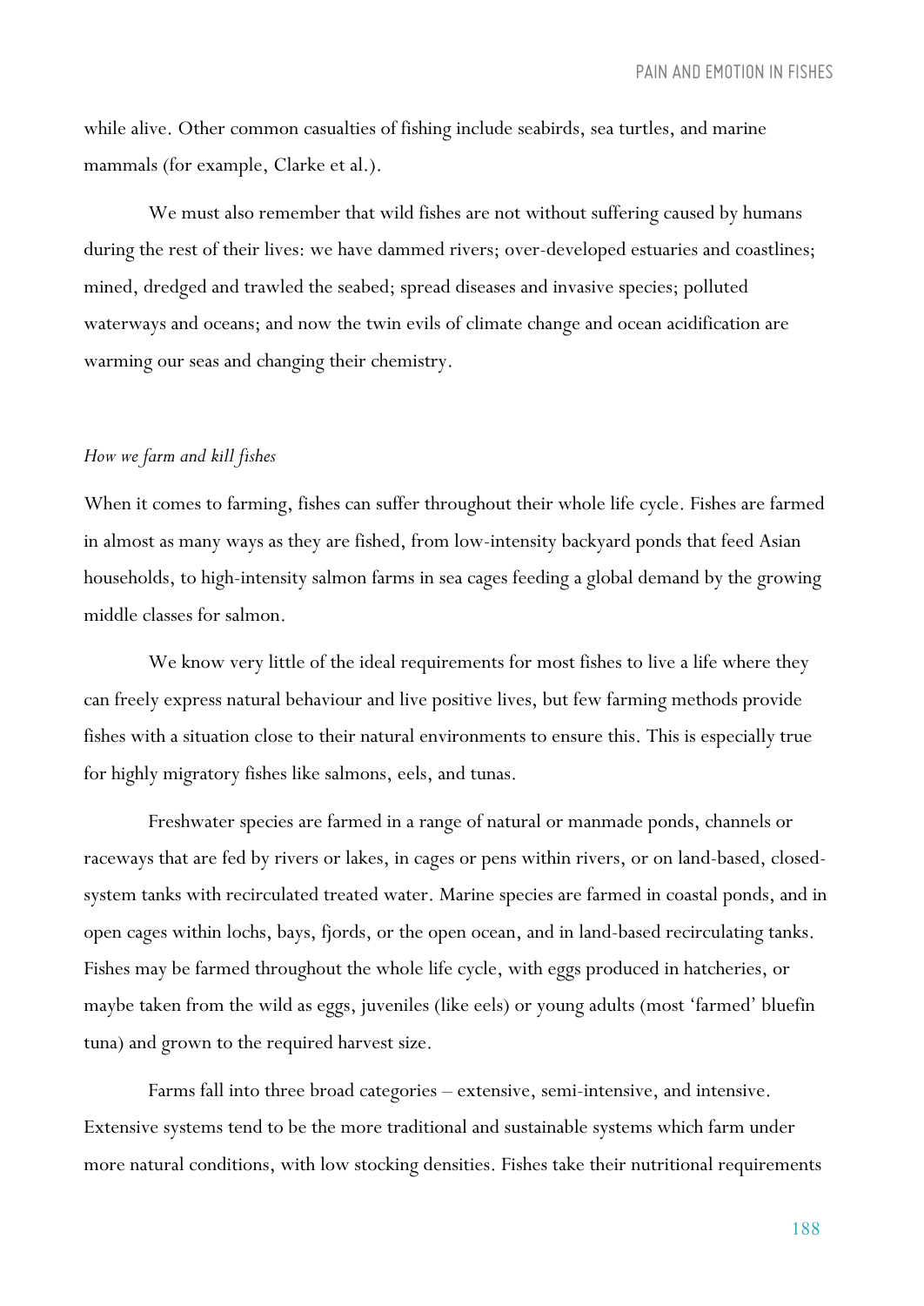while alive. Other common casualties of fishing include seabirds, sea turtles, and marine mammals (for example, Clarke et al.).

We must also remember that wild fishes are not without suffering caused by humans during the rest of their lives: we have dammed rivers; over-developed estuaries and coastlines; mined, dredged and trawled the seabed; spread diseases and invasive species; polluted waterways and oceans; and now the twin evils of climate change and ocean acidification are warming our seas and changing their chemistry.

### *How we farm and kill fishes*

When it comes to farming, fishes can suffer throughout their whole life cycle. Fishes are farmed in almost as many ways as they are fished, from low-intensity backyard ponds that feed Asian households, to high-intensity salmon farms in sea cages feeding a global demand by the growing middle classes for salmon.

We know very little of the ideal requirements for most fishes to live a life where they can freely express natural behaviour and live positive lives, but few farming methods provide fishes with a situation close to their natural environments to ensure this. This is especially true for highly migratory fishes like salmons, eels, and tunas.

Freshwater species are farmed in a range of natural or manmade ponds, channels or raceways that are fed by rivers or lakes, in cages or pens within rivers, or on land-based, closed-system tanks with recirculated treated water. Marine species are farmed in coastal ponds, and in open cages within lochs, bays, fjords, or the open ocean, and in land-based recirculating tanks. Fishes may be farmed throughout the whole life cycle, with eggs produced in hatcheries, or maybe taken from the wild as eggs, juveniles (like eels) or young adults (most 'farmed' bluefin tuna) and grown to the required harvest size.

Farms fall into three broad categories – extensive, semi-intensive, and intensive. Extensive systems tend to be the more traditional and sustainable systems which farm under more natural conditions, with low stocking densities. Fishes take their nutritional requirements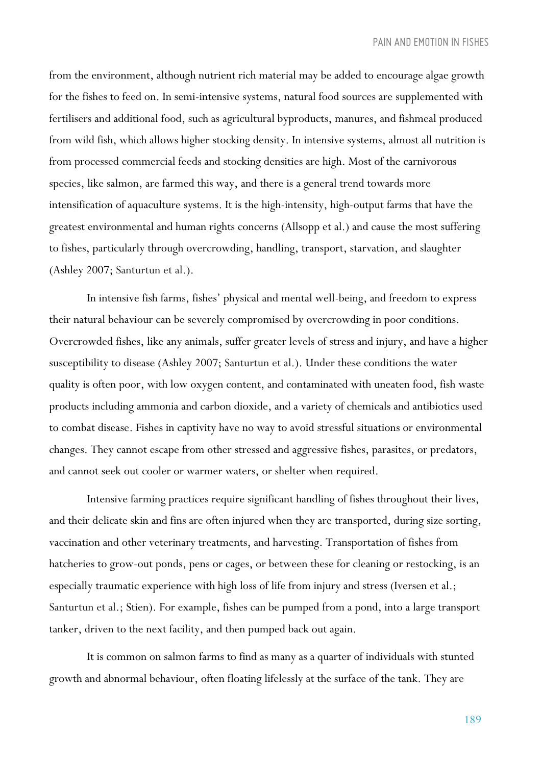from the environment, although nutrient rich material may be added to encourage algae growth for the fishes to feed on. In semi-intensive systems, natural food sources are supplemented with fertilisers and additional food, such as agricultural byproducts, manures, and fishmeal produced from wild fish, which allows higher stocking density. In intensive systems, almost all nutrition is from processed commercial feeds and stocking densities are high. Most of the carnivorous species, like salmon, are farmed this way, and there is a general trend towards more intensification of aquaculture systems. It is the high-intensity, high-output farms that have the greatest environmental and human rights concerns (Allsopp et al.) and cause the most suffering to fishes, particularly through overcrowding, handling, transport, starvation, and slaughter (Ashley 2007; Santurtun et al.).

In intensive fish farms, fishes' physical and mental well-being, and freedom to express their natural behaviour can be severely compromised by overcrowding in poor conditions. Overcrowded fishes, like any animals, suffer greater levels of stress and injury, and have a higher susceptibility to disease (Ashley 2007; Santurtun et al.). Under these conditions the water quality is often poor, with low oxygen content, and contaminated with uneaten food, fish waste products including ammonia and carbon dioxide, and a variety of chemicals and antibiotics used to combat disease. Fishes in captivity have no way to avoid stressful situations or environmental changes. They cannot escape from other stressed and aggressive fishes, parasites, or predators, and cannot seek out cooler or warmer waters, or shelter when required.

Intensive farming practices require significant handling of fishes throughout their lives, and their delicate skin and fins are often injured when they are transported, during size sorting, vaccination and other veterinary treatments, and harvesting. Transportation of fishes from hatcheries to grow-out ponds, pens or cages, or between these for cleaning or restocking, is an especially traumatic experience with high loss of life from injury and stress (Iversen et al.; Santurtun et al.; Stien). For example, fishes can be pumped from a pond, into a large transport tanker, driven to the next facility, and then pumped back out again.

It is common on salmon farms to find as many as a quarter of individuals with stunted growth and abnormal behaviour, often floating lifelessly at the surface of the tank. They are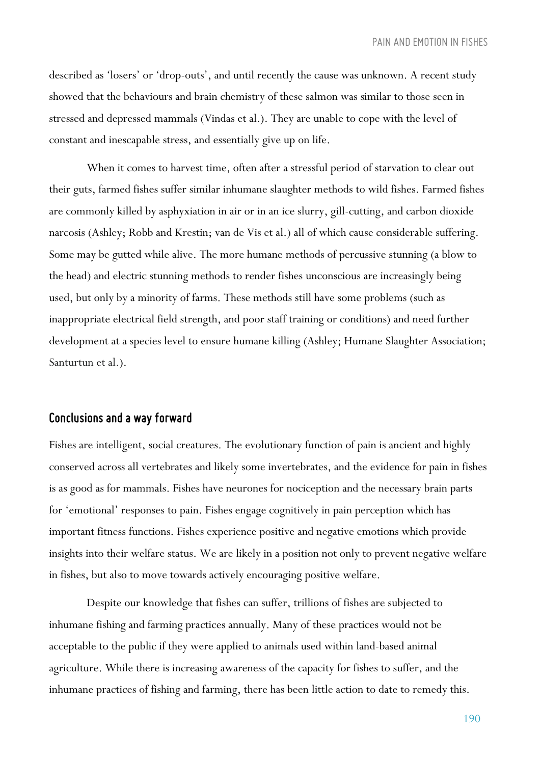described as 'losers' or 'drop-outs', and until recently the cause was unknown. A recent study showed that the behaviours and brain chemistry of these salmon was similar to those seen in stressed and depressed mammals (Vindas et al.). They are unable to cope with the level of constant and inescapable stress, and essentially give up on life.

When it comes to harvest time, often after a stressful period of starvation to clear out their guts, farmed fishes suffer similar inhumane slaughter methods to wild fishes. Farmed fishes are commonly killed by asphyxiation in air or in an ice slurry, gill-cutting, and carbon dioxide narcosis (Ashley; Robb and Krestin; van de Vis et al.) all of which cause considerable suffering. Some may be gutted while alive. The more humane methods of percussive stunning (a blow to the head) and electric stunning methods to render fishes unconscious are increasingly being used, but only by a minority of farms. These methods still have some problems (such as inappropriate electrical field strength, and poor staff training or conditions) and need further development at a species level to ensure humane killing (Ashley; Humane Slaughter Association; Santurtun et al.).

## Conclusions and a way forward

Fishes are intelligent, social creatures. The evolutionary function of pain is ancient and highly conserved across all vertebrates and likely some invertebrates, and the evidence for pain in fishes is as good as for mammals. Fishes have neurones for nociception and the necessary brain parts for 'emotional' responses to pain. Fishes engage cognitively in pain perception which has important fitness functions. Fishes experience positive and negative emotions which provide insights into their welfare status. We are likely in a position not only to prevent negative welfare in fishes, but also to move towards actively encouraging positive welfare.

Despite our knowledge that fishes can suffer, trillions of fishes are subjected to inhumane fishing and farming practices annually. Many of these practices would not be acceptable to the public if they were applied to animals used within land-based animal agriculture. While there is increasing awareness of the capacity for fishes to suffer, and the inhumane practices of fishing and farming, there has been little action to date to remedy this.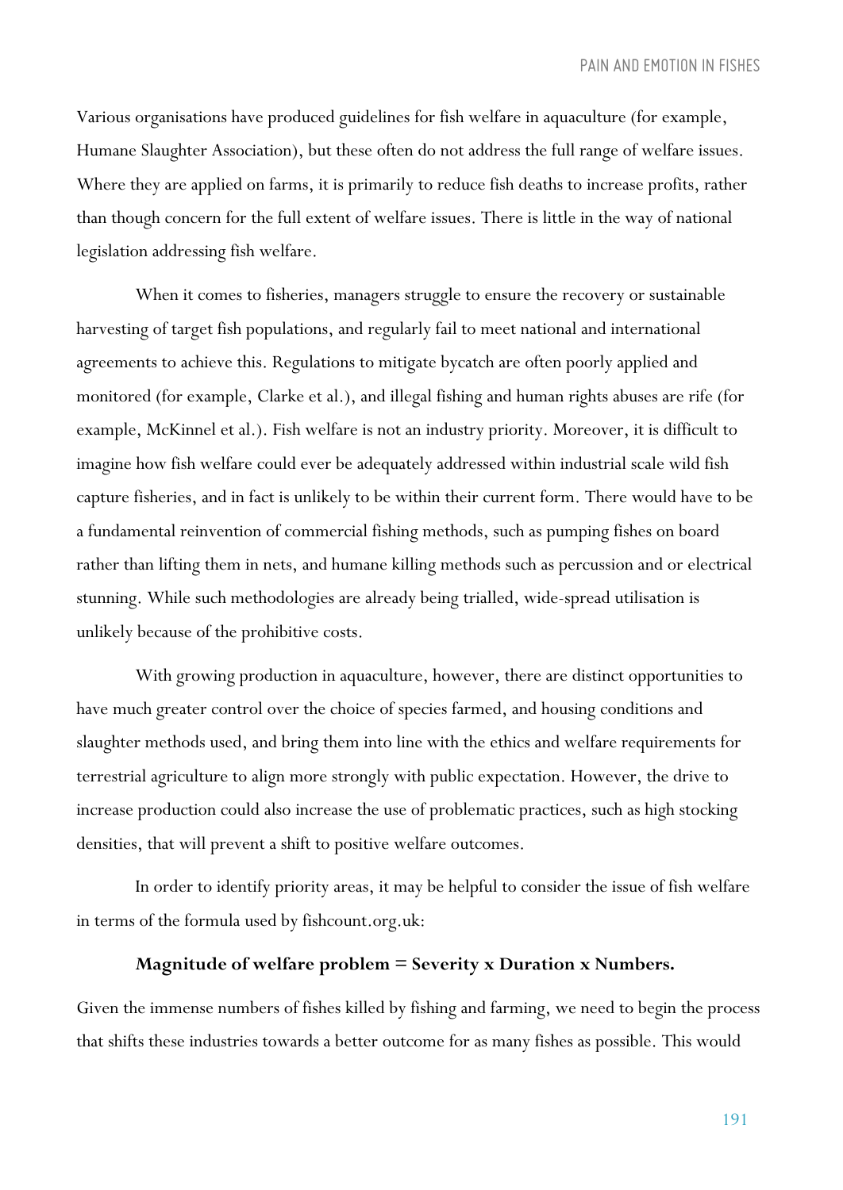Various organisations have produced guidelines for fish welfare in aquaculture (for example, Humane Slaughter Association), but these often do not address the full range of welfare issues. Where they are applied on farms, it is primarily to reduce fish deaths to increase profits, rather than though concern for the full extent of welfare issues. There is little in the way of national legislation addressing fish welfare.

When it comes to fisheries, managers struggle to ensure the recovery or sustainable harvesting of target fish populations, and regularly fail to meet national and international agreements to achieve this. Regulations to mitigate bycatch are often poorly applied and monitored (for example, Clarke et al.), and illegal fishing and human rights abuses are rife (for example, McKinnel et al.). Fish welfare is not an industry priority. Moreover, it is difficult to imagine how fish welfare could ever be adequately addressed within industrial scale wild fish capture fisheries, and in fact is unlikely to be within their current form. There would have to be a fundamental reinvention of commercial fishing methods, such as pumping fishes on board rather than lifting them in nets, and humane killing methods such as percussion and or electrical stunning. While such methodologies are already being trialled, wide-spread utilisation is unlikely because of the prohibitive costs.

With growing production in aquaculture, however, there are distinct opportunities to have much greater control over the choice of species farmed, and housing conditions and slaughter methods used, and bring them into line with the ethics and welfare requirements for terrestrial agriculture to align more strongly with public expectation. However, the drive to increase production could also increase the use of problematic practices, such as high stocking densities, that will prevent a shift to positive welfare outcomes.

In order to identify priority areas, it may be helpful to consider the issue of fish welfare in terms of the formula used by fishcount.org.uk:

**Magnitude of welfare problem = Severity x Duration x Numbers.**

Given the immense numbers of fishes killed by fishing and farming, we need to begin the process that shifts these industries towards a better outcome for as many fishes as possible. This would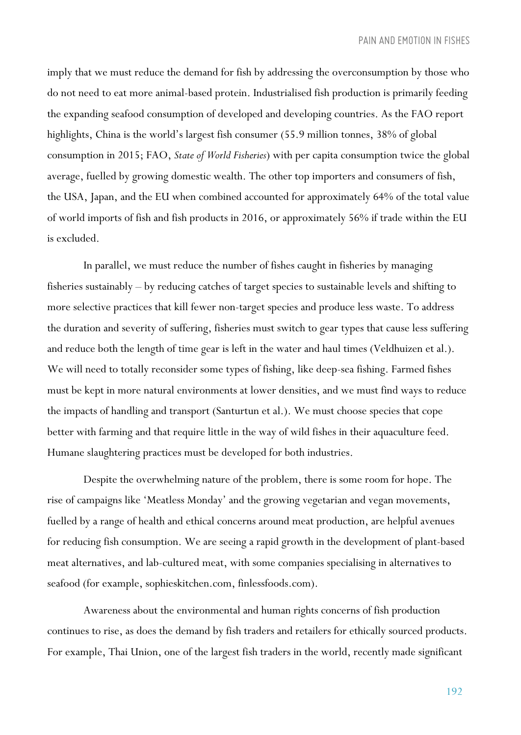imply that we must reduce the demand for fish by addressing the overconsumption by those who do not need to eat more animal-based protein. Industrialised fish production is primarily feeding the expanding seafood consumption of developed and developing countries. As the FAO report highlights, China is the world's largest fish consumer (55.9 million tonnes, 38% of global consumption in 2015; FAO, *State of World Fisheries*) with per capita consumption twice the global average, fuelled by growing domestic wealth. The other top importers and consumers of fish, the USA, Japan, and the EU when combined accounted for approximately 64% of the total value of world imports of fish and fish products in 2016, or approximately 56% if trade within the EU is excluded.

In parallel, we must reduce the number of fishes caught in fisheries by managing fisheries sustainably – by reducing catches of target species to sustainable levels and shifting to more selective practices that kill fewer non-target species and produce less waste. To address the duration and severity of suffering, fisheries must switch to gear types that cause less suffering and reduce both the length of time gear is left in the water and haul times (Veldhuizen et al.). We will need to totally reconsider some types of fishing, like deep-sea fishing. Farmed fishes must be kept in more natural environments at lower densities, and we must find ways to reduce the impacts of handling and transport (Santurtun et al.). We must choose species that cope better with farming and that require little in the way of wild fishes in their aquaculture feed. Humane slaughtering practices must be developed for both industries.

Despite the overwhelming nature of the problem, there is some room for hope. The rise of campaigns like 'Meatless Monday' and the growing vegetarian and vegan movements, fuelled by a range of health and ethical concerns around meat production, are helpful avenues for reducing fish consumption. We are seeing a rapid growth in the development of plant-based meat alternatives, and lab-cultured meat, with some companies specialising in alternatives to seafood (for example, sophieskitchen.com, finlessfoods.com).

Awareness about the environmental and human rights concerns of fish production continues to rise, as does the demand by fish traders and retailers for ethically sourced products. For example, Thai Union, one of the largest fish traders in the world, recently made significant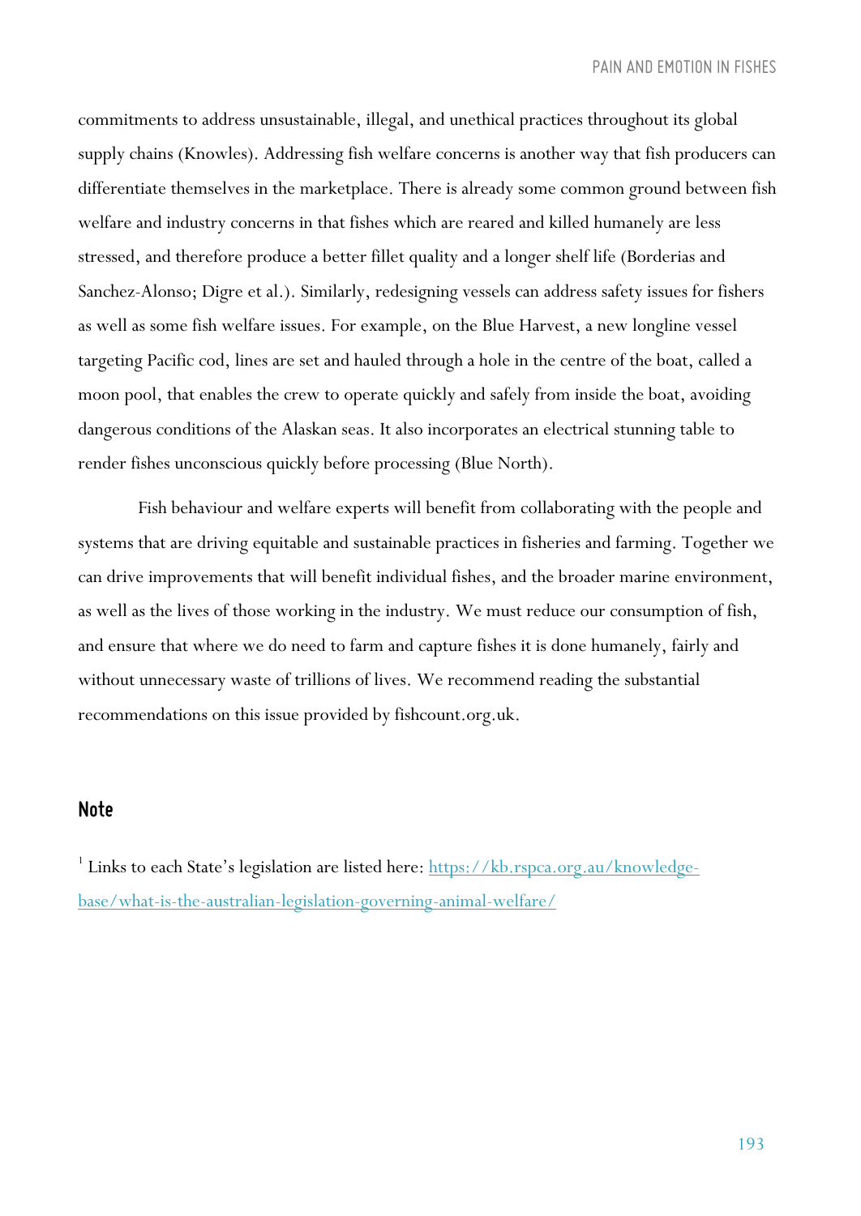commitments to address unsustainable, illegal, and unethical practices throughout its global supply chains (Knowles). Addressing fish welfare concerns is another way that fish producers can differentiate themselves in the marketplace. There is already some common ground between fish welfare and industry concerns in that fishes which are reared and killed humanely are less stressed, and therefore produce a better fillet quality and a longer shelf life (Borderias and Sanchez-Alonso; Digre et al.). Similarly, redesigning vessels can address safety issues for fishers as well as some fish welfare issues. For example, on the Blue Harvest, a new longline vessel targeting Pacific cod, lines are set and hauled through a hole in the centre of the boat, called a moon pool, that enables the crew to operate quickly and safely from inside the boat, avoiding dangerous conditions of the Alaskan seas. It also incorporates an electrical stunning table to render fishes unconscious quickly before processing (Blue North).

Fish behaviour and welfare experts will benefit from collaborating with the people and systems that are driving equitable and sustainable practices in fisheries and farming. Together we can drive improvements that will benefit individual fishes, and the broader marine environment, as well as the lives of those working in the industry. We must reduce our consumption of fish, and ensure that where we do need to farm and capture fishes it is done humanely, fairly and without unnecessary waste of trillions of lives. We recommend reading the substantial recommendations on this issue provided by fishcount.org.uk.

## Note

[1] Links to each State's legislation are listed here: [https://kb.rspca.org.au/knowledge-base/what-is-the-australian-legislation-governing-animal-welfare/](https://kb.rspca.org.au/knowledge-base/what-is-the-australian-legislation-governing-animal-welfare/)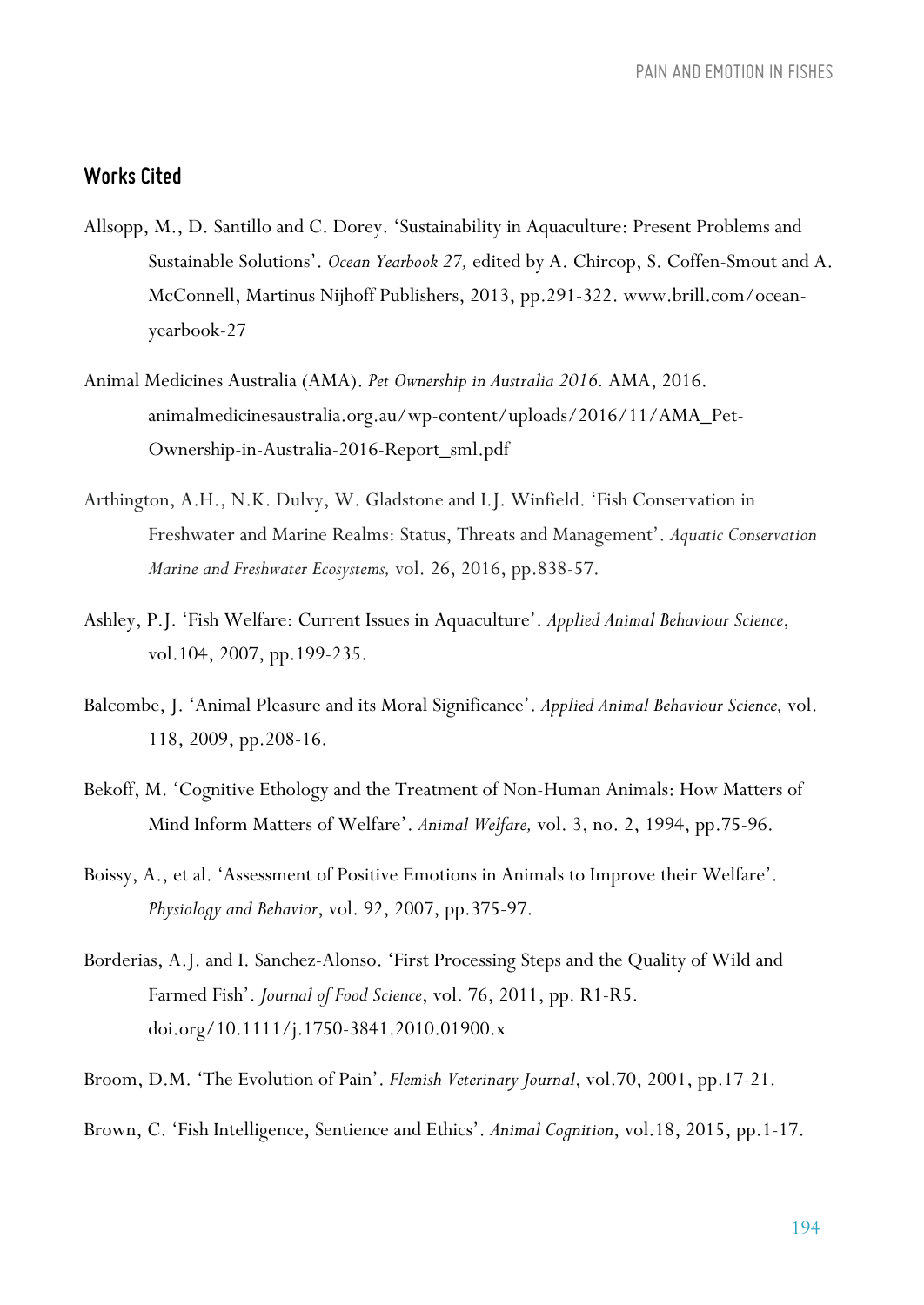## Works Cited

Allsopp, M., D. Santillo and C. Dorey. 'Sustainability in Aquaculture: Present Problems and Sustainable Solutions'. *Ocean Yearbook 27,* edited by A. Chircop, S. Coffen-Smout and A. McConnell, Martinus Nijhoff Publishers, 2013, pp.291-322. www.brill.com/ocean-yearbook-27

Animal Medicines Australia (AMA). *Pet Ownership in Australia 2016.* AMA, 2016. animalmedicinesaustralia.org.au/wp-content/uploads/2016/11/AMA_Pet-Ownership-in-Australia-2016-Report_sml.pdf

Arthington, A.H., N.K. Dulvy, W. Gladstone and I.J. Winfield. 'Fish Conservation in Freshwater and Marine Realms: Status, Threats and Management'. *Aquatic Conservation Marine and Freshwater Ecosystems,* vol. 26, 2016, pp.838-57.

Ashley, P.J. 'Fish Welfare: Current Issues in Aquaculture'. *Applied Animal Behaviour Science*, vol.104, 2007, pp.199-235.

Balcombe, J. 'Animal Pleasure and its Moral Significance'. *Applied Animal Behaviour Science,* vol. 118, 2009, pp.208-16.

Bekoff, M. 'Cognitive Ethology and the Treatment of Non-Human Animals: How Matters of Mind Inform Matters of Welfare'. *Animal Welfare,* vol. 3, no. 2, 1994, pp.75-96.

Boissy, A., et al. 'Assessment of Positive Emotions in Animals to Improve their Welfare'. *Physiology and Behavior*, vol. 92, 2007, pp.375-97.

Borderias, A.J. and I. Sanchez-Alonso. 'First Processing Steps and the Quality of Wild and Farmed Fish'. *Journal of Food Science*, vol. 76, 2011, pp. R1-R5. doi.org/10.1111/j.1750-3841.2010.01900.x

Broom, D.M. 'The Evolution of Pain'. *Flemish Veterinary Journal*, vol.70, 2001, pp.17-21.

Brown, C. 'Fish Intelligence, Sentience and Ethics'. *Animal Cognition*, vol.18, 2015, pp.1-17.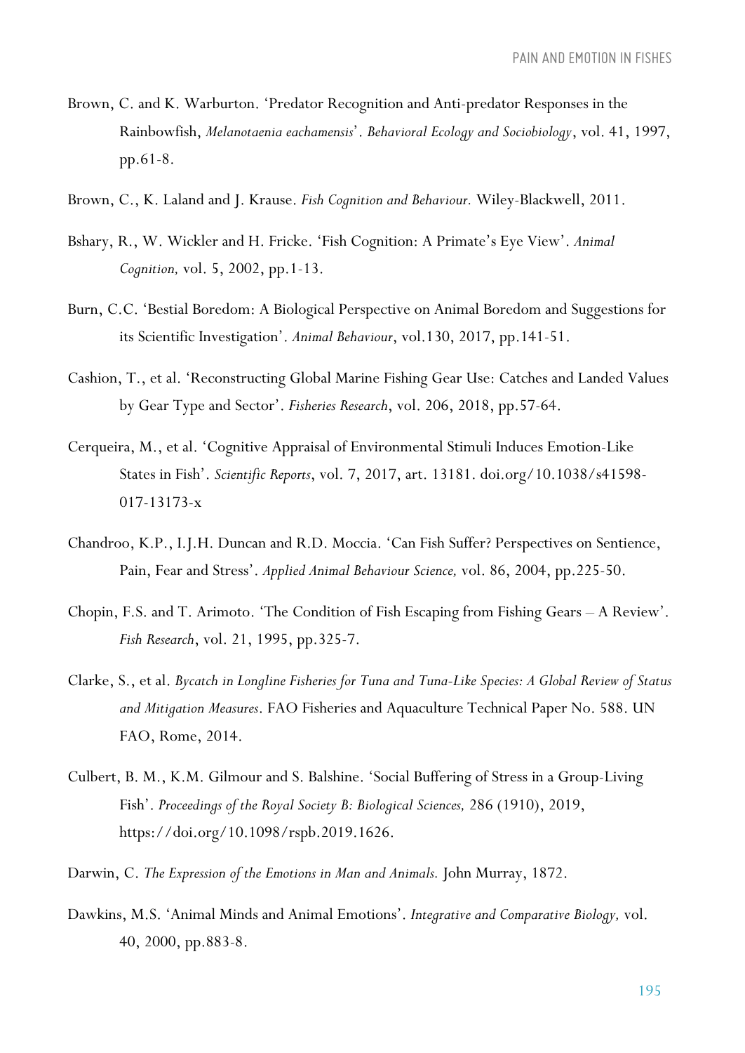Brown, C. and K. Warburton. 'Predator Recognition and Anti-predator Responses in the Rainbowfish, *Melanotaenia eachamensis*'. *Behavioral Ecology and Sociobiology*, vol. 41, 1997, pp.61-8.

Brown, C., K. Laland and J. Krause. *Fish Cognition and Behaviour.* Wiley-Blackwell, 2011.

Bshary, R., W. Wickler and H. Fricke. 'Fish Cognition: A Primate's Eye View'. *Animal Cognition,* vol. 5, 2002, pp.1-13.

Burn, C.C. 'Bestial Boredom: A Biological Perspective on Animal Boredom and Suggestions for its Scientific Investigation'. *Animal Behaviour*, vol.130, 2017, pp.141-51.

Cashion, T., et al. 'Reconstructing Global Marine Fishing Gear Use: Catches and Landed Values by Gear Type and Sector'. *Fisheries Research*, vol. 206, 2018, pp.57-64.

Cerqueira, M., et al. 'Cognitive Appraisal of Environmental Stimuli Induces Emotion-Like States in Fish'. *Scientific Reports*, vol. 7, 2017, art. 13181. doi.org/10.1038/s41598-017-13173-x

Chandroo, K.P., I.J.H. Duncan and R.D. Moccia. 'Can Fish Suffer? Perspectives on Sentience, Pain, Fear and Stress'. *Applied Animal Behaviour Science,* vol. 86, 2004, pp.225-50.

Chopin, F.S. and T. Arimoto. 'The Condition of Fish Escaping from Fishing Gears – A Review'. *Fish Research*, vol. 21, 1995, pp.325-7.

Clarke, S., et al. *Bycatch in Longline Fisheries for Tuna and Tuna-Like Species: A Global Review of Status and Mitigation Measures*. FAO Fisheries and Aquaculture Technical Paper No. 588. UN FAO, Rome, 2014.

Culbert, B. M., K.M. Gilmour and S. Balshine. 'Social Buffering of Stress in a Group-Living Fish'. *Proceedings of the Royal Society B: Biological Sciences,* 286 (1910), 2019, https://doi.org/10.1098/rspb.2019.1626.

Darwin, C. *The Expression of the Emotions in Man and Animals.* John Murray, 1872.

Dawkins, M.S. 'Animal Minds and Animal Emotions'. *Integrative and Comparative Biology,* vol. 40, 2000, pp.883-8.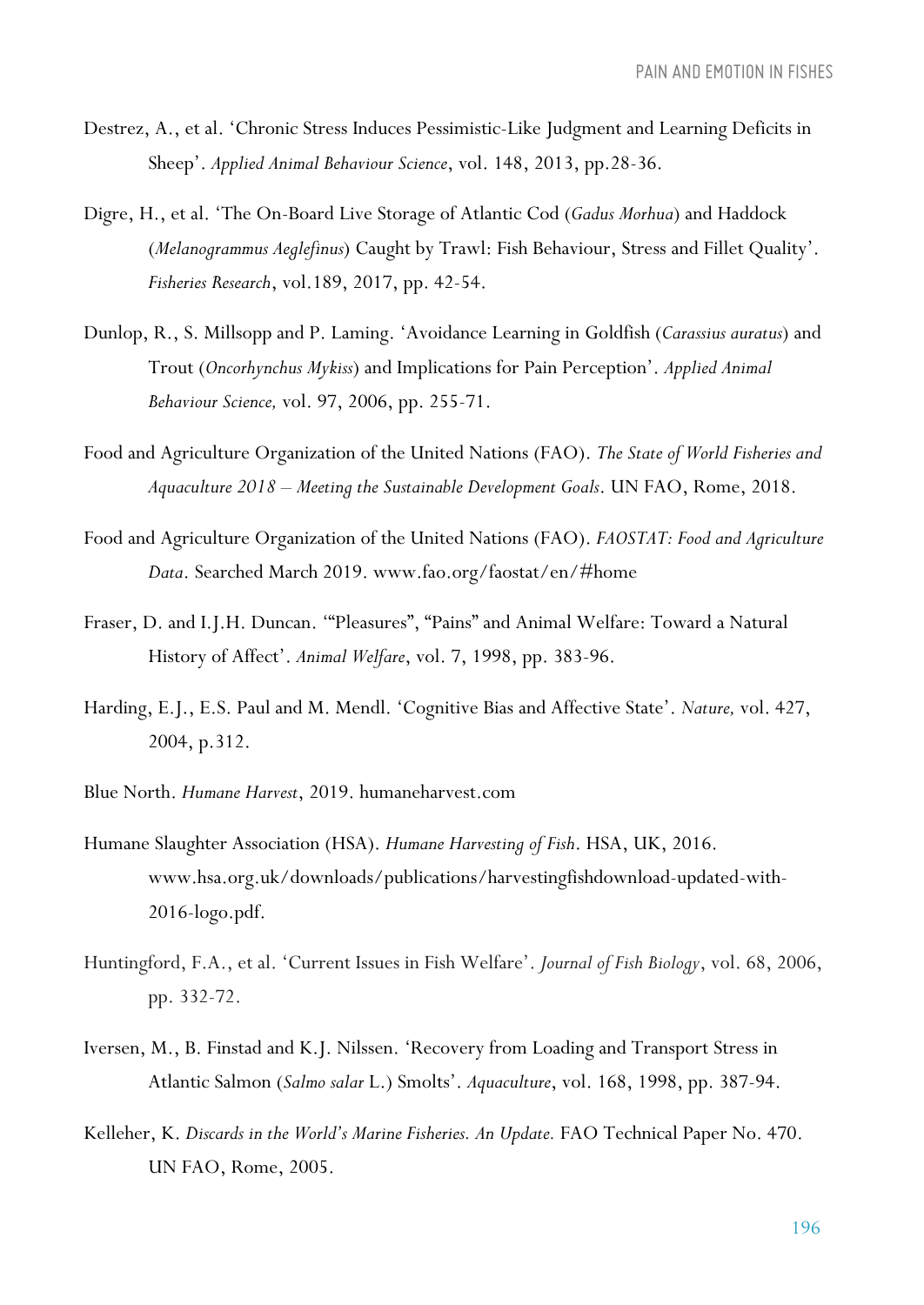Destrez, A., et al. 'Chronic Stress Induces Pessimistic-Like Judgment and Learning Deficits in Sheep'. *Applied Animal Behaviour Science*, vol. 148, 2013, pp.28-36.

Digre, H., et al. 'The On-Board Live Storage of Atlantic Cod (*Gadus Morhua*) and Haddock (*Melanogrammus Aeglefinus*) Caught by Trawl: Fish Behaviour, Stress and Fillet Quality'. *Fisheries Research*, vol.189, 2017, pp. 42-54.

Dunlop, R., S. Millsopp and P. Laming. 'Avoidance Learning in Goldfish (*Carassius auratus*) and Trout (*Oncorhynchus Mykiss*) and Implications for Pain Perception'. *Applied Animal Behaviour Science,* vol. 97, 2006, pp. 255-71.

Food and Agriculture Organization of the United Nations (FAO). *The State of World Fisheries and Aquaculture 2018 – Meeting the Sustainable Development Goals*. UN FAO, Rome, 2018.

Food and Agriculture Organization of the United Nations (FAO). *FAOSTAT: Food and Agriculture Data*. Searched March 2019. www.fao.org/faostat/en/#home

Fraser, D. and I.J.H. Duncan. '"Pleasures", "Pains" and Animal Welfare: Toward a Natural History of Affect'. *Animal Welfare*, vol. 7, 1998, pp. 383-96.

Harding, E.J., E.S. Paul and M. Mendl. 'Cognitive Bias and Affective State'. *Nature,* vol. 427, 2004, p.312.

Blue North. *Humane Harvest*, 2019. humaneharvest.com

Humane Slaughter Association (HSA). *Humane Harvesting of Fish*. HSA, UK, 2016. www.hsa.org.uk/downloads/publications/harvestingfishdownload-updated-with-2016-logo.pdf.

Huntingford, F.A., et al. 'Current Issues in Fish Welfare'. *Journal of Fish Biology*, vol. 68, 2006, pp. 332-72.

Iversen, M., B. Finstad and K.J. Nilssen. 'Recovery from Loading and Transport Stress in Atlantic Salmon (*Salmo salar* L.) Smolts'. *Aquaculture*, vol. 168, 1998, pp. 387-94.

Kelleher, K. *Discards in the World's Marine Fisheries. An Update.* FAO Technical Paper No. 470. UN FAO, Rome, 2005.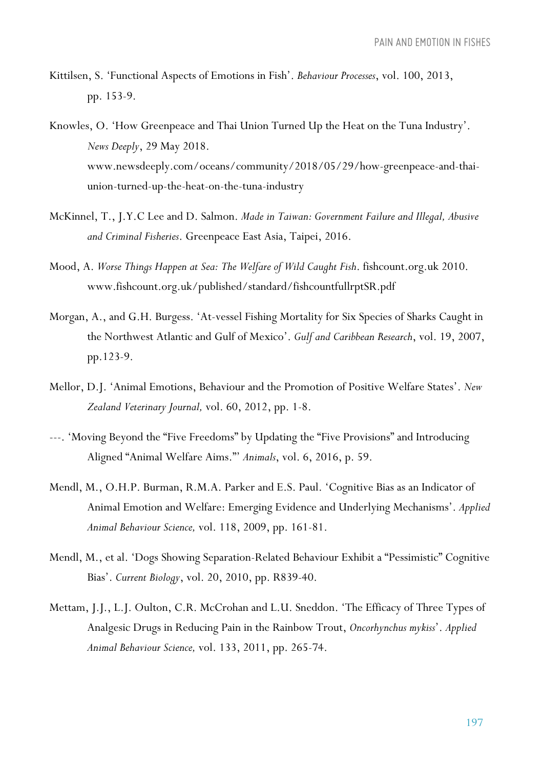Kittilsen, S. 'Functional Aspects of Emotions in Fish'. *Behaviour Processes*, vol. 100, 2013, pp. 153-9.

Knowles, O. 'How Greenpeace and Thai Union Turned Up the Heat on the Tuna Industry'. *News Deeply*, 29 May 2018. www.newsdeeply.com/oceans/community/2018/05/29/how-greenpeace-and-thai-union-turned-up-the-heat-on-the-tuna-industry

McKinnel, T., J.Y.C Lee and D. Salmon. *Made in Taiwan: Government Failure and Illegal, Abusive and Criminal Fisheries*. Greenpeace East Asia, Taipei, 2016.

Mood, A. *Worse Things Happen at Sea: The Welfare of Wild Caught Fish*. fishcount.org.uk 2010. www.fishcount.org.uk/published/standard/fishcountfullrptSR.pdf

Morgan, A., and G.H. Burgess. 'At-vessel Fishing Mortality for Six Species of Sharks Caught in the Northwest Atlantic and Gulf of Mexico'. *Gulf and Caribbean Research*, vol. 19, 2007, pp.123-9.

Mellor, D.J. 'Animal Emotions, Behaviour and the Promotion of Positive Welfare States'. *New Zealand Veterinary Journal,* vol. 60, 2012, pp. 1-8.

---. 'Moving Beyond the "Five Freedoms" by Updating the "Five Provisions" and Introducing Aligned "Animal Welfare Aims."' *Animals*, vol. 6, 2016, p. 59.

Mendl, M., O.H.P. Burman, R.M.A. Parker and E.S. Paul. 'Cognitive Bias as an Indicator of Animal Emotion and Welfare: Emerging Evidence and Underlying Mechanisms'. *Applied Animal Behaviour Science,* vol. 118, 2009, pp. 161-81.

Mendl, M., et al. 'Dogs Showing Separation-Related Behaviour Exhibit a "Pessimistic" Cognitive Bias'. *Current Biology*, vol. 20, 2010, pp. R839-40.

Mettam, J.J., L.J. Oulton, C.R. McCrohan and L.U. Sneddon. 'The Efficacy of Three Types of Analgesic Drugs in Reducing Pain in the Rainbow Trout, *Oncorhynchus mykiss*'. *Applied Animal Behaviour Science,* vol. 133, 2011, pp. 265-74.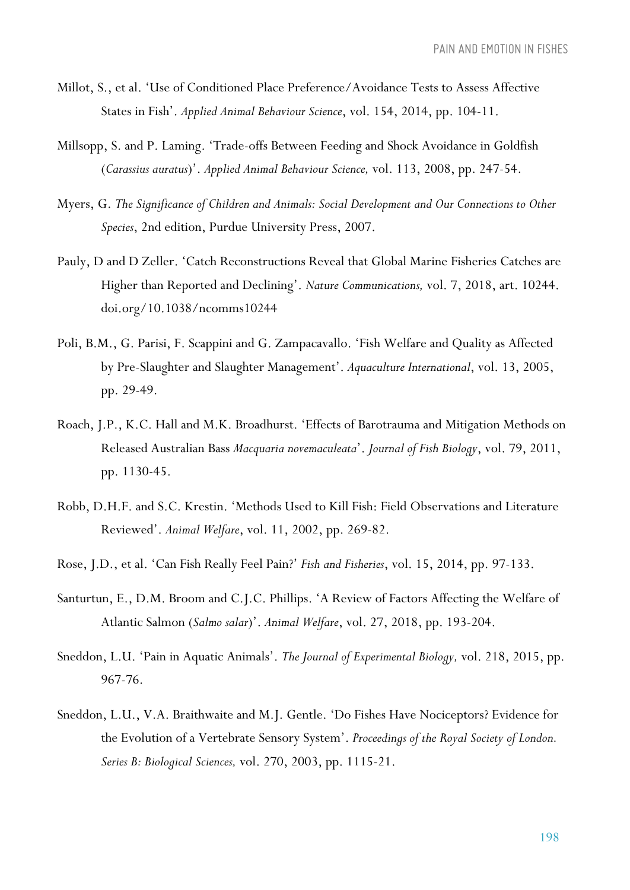Millot, S., et al. 'Use of Conditioned Place Preference/Avoidance Tests to Assess Affective States in Fish'. *Applied Animal Behaviour Science*, vol. 154, 2014, pp. 104-11.

Millsopp, S. and P. Laming. 'Trade-offs Between Feeding and Shock Avoidance in Goldfish (*Carassius auratus*)'. *Applied Animal Behaviour Science,* vol. 113, 2008, pp. 247-54.

Myers, G. *The Significance of Children and Animals: Social Development and Our Connections to Other Species*, 2nd edition, Purdue University Press, 2007.

Pauly, D and D Zeller. 'Catch Reconstructions Reveal that Global Marine Fisheries Catches are Higher than Reported and Declining'. *Nature Communications,* vol. 7, 2018, art. 10244. doi.org/10.1038/ncomms10244

Poli, B.M., G. Parisi, F. Scappini and G. Zampacavallo. 'Fish Welfare and Quality as Affected by Pre-Slaughter and Slaughter Management'. *Aquaculture International*, vol. 13, 2005, pp. 29-49.

Roach, J.P., K.C. Hall and M.K. Broadhurst. 'Effects of Barotrauma and Mitigation Methods on Released Australian Bass *Macquaria novemaculeata*'. *Journal of Fish Biology*, vol. 79, 2011, pp. 1130-45.

Robb, D.H.F. and S.C. Krestin. 'Methods Used to Kill Fish: Field Observations and Literature Reviewed'. *Animal Welfare*, vol. 11, 2002, pp. 269-82.

Rose, J.D., et al. 'Can Fish Really Feel Pain?' *Fish and Fisheries*, vol. 15, 2014, pp. 97-133.

Santurtun, E., D.M. Broom and C.J.C. Phillips. 'A Review of Factors Affecting the Welfare of Atlantic Salmon (*Salmo salar*)'. *Animal Welfare*, vol. 27, 2018, pp. 193-204.

Sneddon, L.U. 'Pain in Aquatic Animals'. *The Journal of Experimental Biology,* vol. 218, 2015, pp. 967-76.

Sneddon, L.U., V.A. Braithwaite and M.J. Gentle. 'Do Fishes Have Nociceptors? Evidence for the Evolution of a Vertebrate Sensory System'. *Proceedings of the Royal Society of London. Series B: Biological Sciences,* vol. 270, 2003, pp. 1115-21.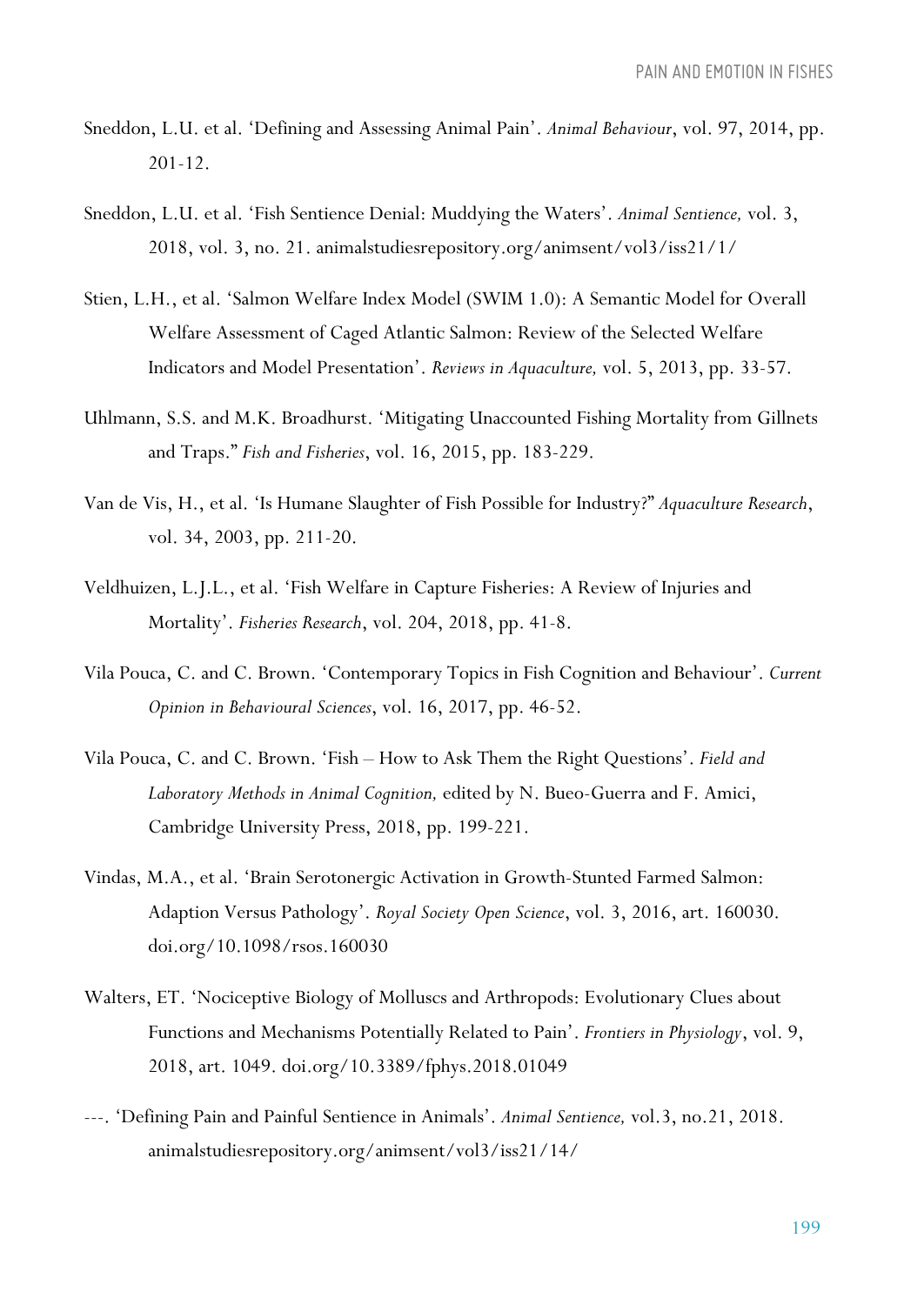Sneddon, L.U. et al. 'Defining and Assessing Animal Pain'. *Animal Behaviour*, vol. 97, 2014, pp. 201-12.

Sneddon, L.U. et al. 'Fish Sentience Denial: Muddying the Waters'. *Animal Sentience,* vol. 3, 2018, vol. 3, no. 21. animalstudiesrepository.org/animsent/vol3/iss21/1/

Stien, L.H., et al. 'Salmon Welfare Index Model (SWIM 1.0): A Semantic Model for Overall Welfare Assessment of Caged Atlantic Salmon: Review of the Selected Welfare Indicators and Model Presentation'. *Reviews in Aquaculture,* vol. 5, 2013, pp. 33-57.

Uhlmann, S.S. and M.K. Broadhurst. 'Mitigating Unaccounted Fishing Mortality from Gillnets and Traps." *Fish and Fisheries*, vol. 16, 2015, pp. 183-229.

Van de Vis, H., et al. 'Is Humane Slaughter of Fish Possible for Industry?" *Aquaculture Research*, vol. 34, 2003, pp. 211-20.

Veldhuizen, L.J.L., et al. 'Fish Welfare in Capture Fisheries: A Review of Injuries and Mortality'. *Fisheries Research*, vol. 204, 2018, pp. 41-8.

Vila Pouca, C. and C. Brown. 'Contemporary Topics in Fish Cognition and Behaviour'. *Current Opinion in Behavioural Sciences*, vol. 16, 2017, pp. 46-52.

Vila Pouca, C. and C. Brown. 'Fish – How to Ask Them the Right Questions'. *Field and Laboratory Methods in Animal Cognition,* edited by N. Bueo-Guerra and F. Amici, Cambridge University Press, 2018, pp. 199-221.

Vindas, M.A., et al. 'Brain Serotonergic Activation in Growth-Stunted Farmed Salmon: Adaption Versus Pathology'. *Royal Society Open Science*, vol. 3, 2016, art. 160030. doi.org/10.1098/rsos.160030

Walters, ET. 'Nociceptive Biology of Molluscs and Arthropods: Evolutionary Clues about Functions and Mechanisms Potentially Related to Pain'. *Frontiers in Physiology*, vol. 9, 2018, art. 1049. doi.org/10.3389/fphys.2018.01049

---. 'Defining Pain and Painful Sentience in Animals'. *Animal Sentience,* vol.3, no.21, 2018. animalstudiesrepository.org/animsent/vol3/iss21/14/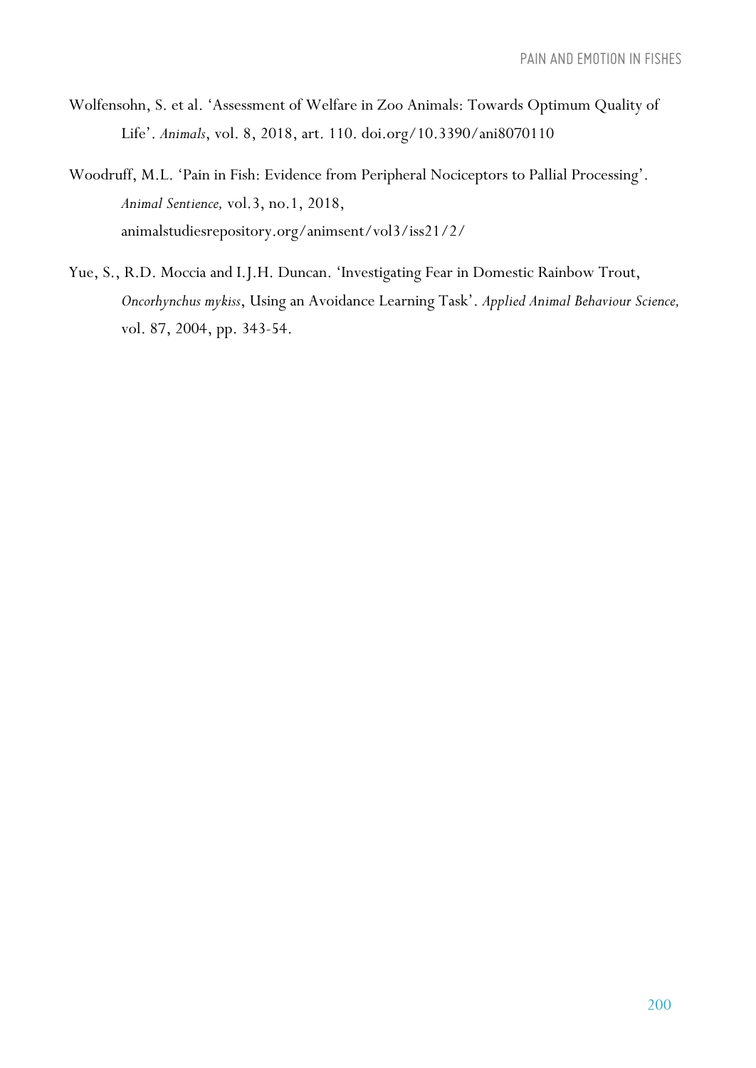Wolfensohn, S. et al. 'Assessment of Welfare in Zoo Animals: Towards Optimum Quality of Life'. *Animals*, vol. 8, 2018, art. 110. doi.org/10.3390/ani8070110

Woodruff, M.L. 'Pain in Fish: Evidence from Peripheral Nociceptors to Pallial Processing'. *Animal Sentience,* vol.3, no.1, 2018, animalstudiesrepository.org/animsent/vol3/iss21/2/

Yue, S., R.D. Moccia and I.J.H. Duncan. 'Investigating Fear in Domestic Rainbow Trout, *Oncorhynchus mykiss*, Using an Avoidance Learning Task'. *Applied Animal Behaviour Science,* vol. 87, 2004, pp. 343-54.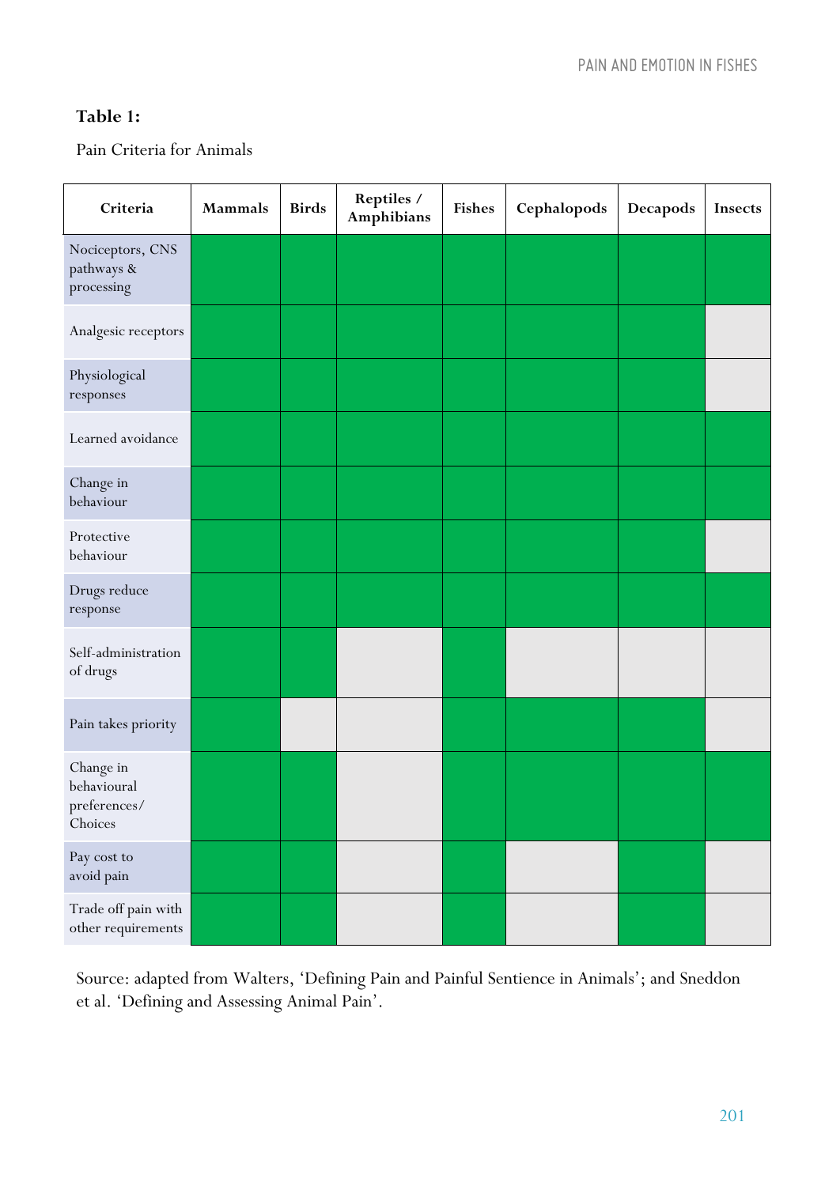**Table 1:**

Pain Criteria for Animals

| Criteria | Mammals | Birds | Reptiles / Amphibians | Fishes | Cephalopods | Decapods | Insects |
|---|---|---|---|---|---|---|---|
| Nociceptors, CNS pathways & processing | ✓ | ✓ | ✓ | ✓ | ✓ | ✓ | ✓ |
| Analgesic receptors | ✓ | ✓ | ✓ | ✓ | ✓ | ✓ | |
| Physiological responses | ✓ | ✓ | ✓ | ✓ | ✓ | ✓ | |
| Learned avoidance | ✓ | ✓ | ✓ | ✓ | ✓ | ✓ | ✓ |
| Change in behaviour | ✓ | ✓ | ✓ | ✓ | ✓ | ✓ | ✓ |
| Protective behaviour | ✓ | ✓ | ✓ | ✓ | ✓ | ✓ | |
| Drugs reduce response | ✓ | ✓ | ✓ | ✓ | ✓ | ✓ | ✓ |
| Self-administration of drugs | ✓ | ✓ | | ✓ | | | |
| Pain takes priority | ✓ | | | ✓ | ✓ | ✓ | |
| Change in behavioural preferences/ Choices | ✓ | ✓ | | ✓ | ✓ | ✓ | ✓ |
| Pay cost to avoid pain | ✓ | ✓ | | ✓ | | ✓ | |
| Trade off pain with other requirements | ✓ | ✓ | | ✓ | | ✓ | |

Note: ✓ = green cell in the original (criterion met); blank = grey cell.

Source: adapted from Walters, 'Defining Pain and Painful Sentience in Animals'; and Sneddon et al. 'Defining and Assessing Animal Pain'.